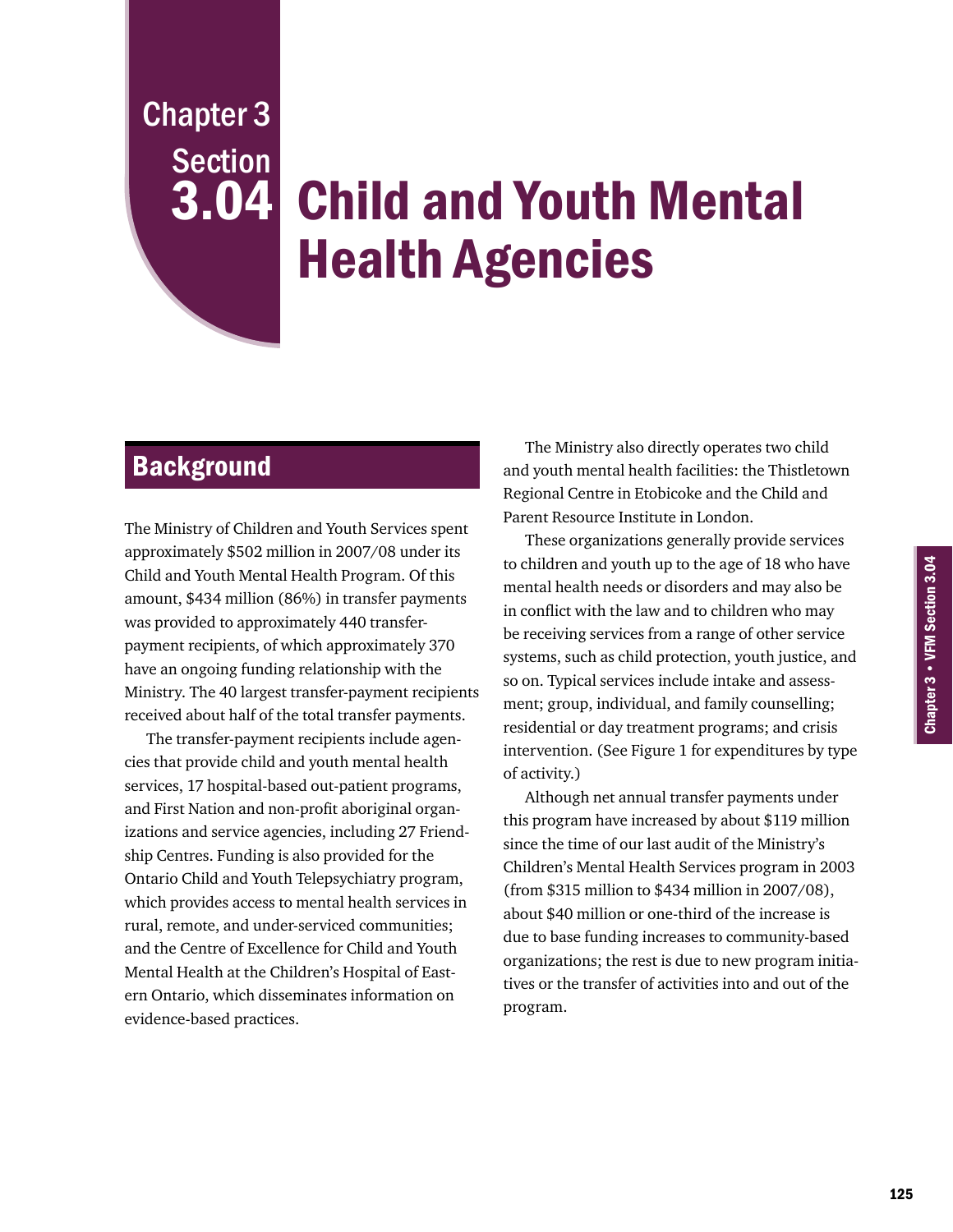# Chapter 3 Section 3.04 Child and Youth Mental Health Agencies

## Background

The Ministry of Children and Youth Services spent approximately $502 million in 2007/08 under its Child and Youth Mental Health Program. Of this amount, $434 million (86%) in transfer payments was provided to approximately 440 transfer-payment recipients, of which approximately 370 have an ongoing funding relationship with the Ministry. The 40 largest transfer-payment recipients received about half of the total transfer payments.

The transfer-payment recipients include agencies that provide child and youth mental health services, 17 hospital-based out-patient programs, and First Nation and non-profit aboriginal organizations and service agencies, including 27 Friendship Centres. Funding is also provided for the Ontario Child and Youth Telepsychiatry program, which provides access to mental health services in rural, remote, and under-serviced communities; and the Centre of Excellence for Child and Youth Mental Health at the Children's Hospital of Eastern Ontario, which disseminates information on evidence-based practices.

The Ministry also directly operates two child and youth mental health facilities: the Thistletown Regional Centre in Etobicoke and the Child and Parent Resource Institute in London.

These organizations generally provide services to children and youth up to the age of 18 who have mental health needs or disorders and may also be in conflict with the law and to children who may be receiving services from a range of other service systems, such as child protection, youth justice, and so on. Typical services include intake and assessment; group, individual, and family counselling; residential or day treatment programs; and crisis intervention. (See Figure 1 for expenditures by type of activity.)

Although net annual transfer payments under this program have increased by about $119 million since the time of our last audit of the Ministry's Children's Mental Health Services program in 2003 (from $315 million to $434 million in 2007/08), about $40 million or one-third of the increase is due to base funding increases to community-based organizations; the rest is due to new program initiatives or the transfer of activities into and out of the program.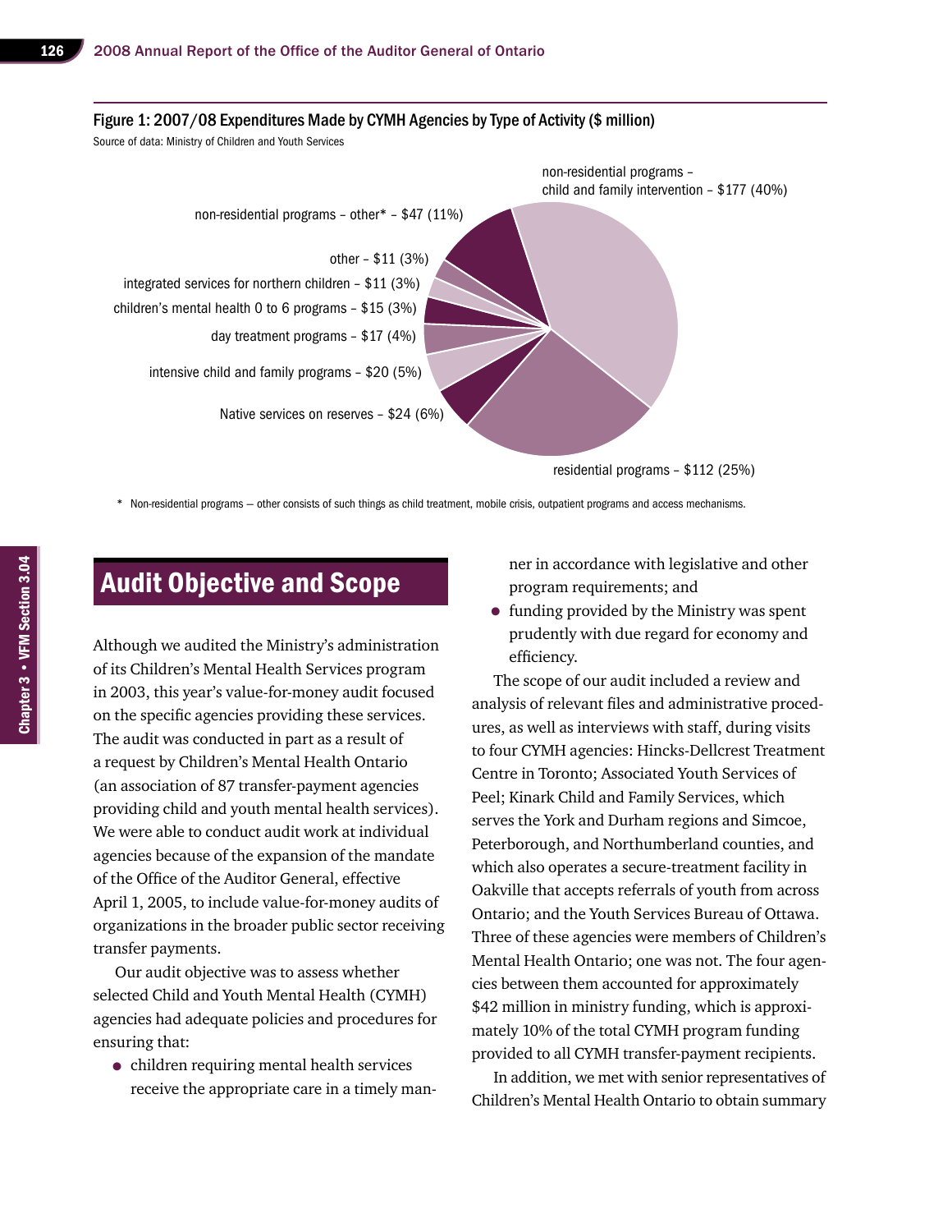Figure 1: 2007/08 Expenditures Made by CYMH Agencies by Type of Activity ($ million)

Source of data: Ministry of Children and Youth Services

non-residential programs – child and family intervention – $177 (40%)

non-residential programs – other* – $47 (11%)

other – $11 (3%)

integrated services for northern children – $11 (3%)

children's mental health 0 to 6 programs – $15 (3%)

day treatment programs – $17 (4%)

intensive child and family programs – $20 (5%)

Native services on reserves – $24 (6%)

residential programs – $112 (25%)

\* Non-residential programs — other consists of such things as child treatment, mobile crisis, outpatient programs and access mechanisms.

## Audit Objective and Scope

Although we audited the Ministry's administration of its Children's Mental Health Services program in 2003, this year's value-for-money audit focused on the specific agencies providing these services. The audit was conducted in part as a result of a request by Children's Mental Health Ontario (an association of 87 transfer-payment agencies providing child and youth mental health services). We were able to conduct audit work at individual agencies because of the expansion of the mandate of the Office of the Auditor General, effective April 1, 2005, to include value-for-money audits of organizations in the broader public sector receiving transfer payments.

Our audit objective was to assess whether selected Child and Youth Mental Health (CYMH) agencies had adequate policies and procedures for ensuring that:

- children requiring mental health services receive the appropriate care in a timely manner in accordance with legislative and other program requirements; and
- funding provided by the Ministry was spent prudently with due regard for economy and efficiency.

The scope of our audit included a review and analysis of relevant files and administrative procedures, as well as interviews with staff, during visits to four CYMH agencies: Hincks-Dellcrest Treatment Centre in Toronto; Associated Youth Services of Peel; Kinark Child and Family Services, which serves the York and Durham regions and Simcoe, Peterborough, and Northumberland counties, and which also operates a secure-treatment facility in Oakville that accepts referrals of youth from across Ontario; and the Youth Services Bureau of Ottawa. Three of these agencies were members of Children's Mental Health Ontario; one was not. The four agencies between them accounted for approximately $42 million in ministry funding, which is approximately 10% of the total CYMH program funding provided to all CYMH transfer-payment recipients.

In addition, we met with senior representatives of Children's Mental Health Ontario to obtain summary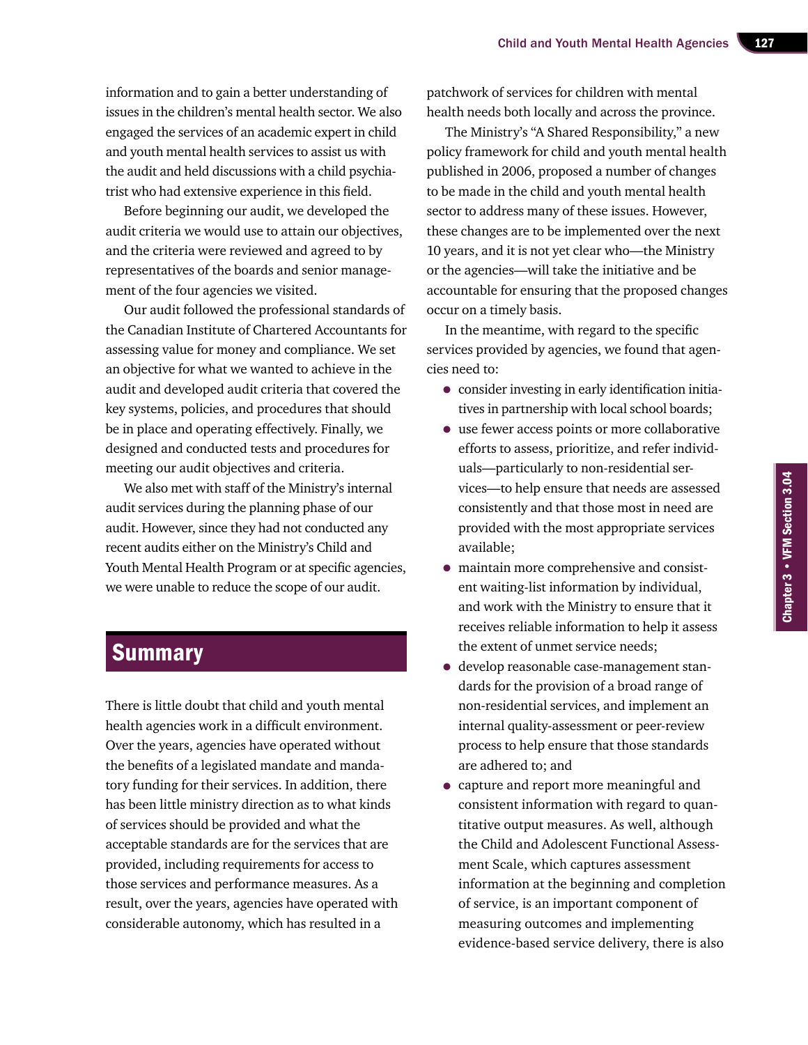information and to gain a better understanding of issues in the children's mental health sector. We also engaged the services of an academic expert in child and youth mental health services to assist us with the audit and held discussions with a child psychiatrist who had extensive experience in this field.

Before beginning our audit, we developed the audit criteria we would use to attain our objectives, and the criteria were reviewed and agreed to by representatives of the boards and senior management of the four agencies we visited.

Our audit followed the professional standards of the Canadian Institute of Chartered Accountants for assessing value for money and compliance. We set an objective for what we wanted to achieve in the audit and developed audit criteria that covered the key systems, policies, and procedures that should be in place and operating effectively. Finally, we designed and conducted tests and procedures for meeting our audit objectives and criteria.

We also met with staff of the Ministry's internal audit services during the planning phase of our audit. However, since they had not conducted any recent audits either on the Ministry's Child and Youth Mental Health Program or at specific agencies, we were unable to reduce the scope of our audit.

## Summary

There is little doubt that child and youth mental health agencies work in a difficult environment. Over the years, agencies have operated without the benefits of a legislated mandate and mandatory funding for their services. In addition, there has been little ministry direction as to what kinds of services should be provided and what the acceptable standards are for the services that are provided, including requirements for access to those services and performance measures. As a result, over the years, agencies have operated with considerable autonomy, which has resulted in a patchwork of services for children with mental health needs both locally and across the province.

The Ministry's "A Shared Responsibility," a new policy framework for child and youth mental health published in 2006, proposed a number of changes to be made in the child and youth mental health sector to address many of these issues. However, these changes are to be implemented over the next 10 years, and it is not yet clear who—the Ministry or the agencies—will take the initiative and be accountable for ensuring that the proposed changes occur on a timely basis.

In the meantime, with regard to the specific services provided by agencies, we found that agencies need to:

- consider investing in early identification initiatives in partnership with local school boards;
- use fewer access points or more collaborative efforts to assess, prioritize, and refer individuals—particularly to non-residential services—to help ensure that needs are assessed consistently and that those most in need are provided with the most appropriate services available;
- maintain more comprehensive and consistent waiting-list information by individual, and work with the Ministry to ensure that it receives reliable information to help it assess the extent of unmet service needs;
- develop reasonable case-management standards for the provision of a broad range of non-residential services, and implement an internal quality-assessment or peer-review process to help ensure that those standards are adhered to; and
- capture and report more meaningful and consistent information with regard to quantitative output measures. As well, although the Child and Adolescent Functional Assessment Scale, which captures assessment information at the beginning and completion of service, is an important component of measuring outcomes and implementing evidence-based service delivery, there is also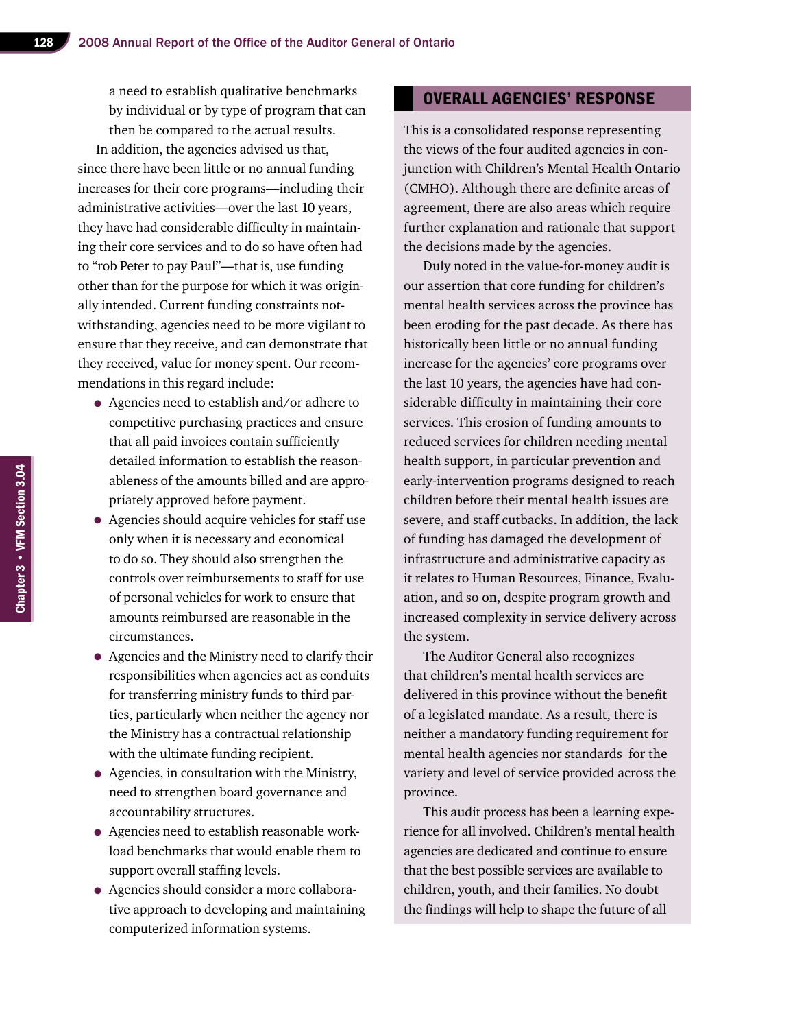a need to establish qualitative benchmarks by individual or by type of program that can then be compared to the actual results.

In addition, the agencies advised us that, since there have been little or no annual funding increases for their core programs—including their administrative activities—over the last 10 years, they have had considerable difficulty in maintaining their core services and to do so have often had to "rob Peter to pay Paul"—that is, use funding other than for the purpose for which it was originally intended. Current funding constraints notwithstanding, agencies need to be more vigilant to ensure that they receive, and can demonstrate that they received, value for money spent. Our recommendations in this regard include:

- Agencies need to establish and/or adhere to competitive purchasing practices and ensure that all paid invoices contain sufficiently detailed information to establish the reasonableness of the amounts billed and are appropriately approved before payment.
- Agencies should acquire vehicles for staff use only when it is necessary and economical to do so. They should also strengthen the controls over reimbursements to staff for use of personal vehicles for work to ensure that amounts reimbursed are reasonable in the circumstances.
- Agencies and the Ministry need to clarify their responsibilities when agencies act as conduits for transferring ministry funds to third parties, particularly when neither the agency nor the Ministry has a contractual relationship with the ultimate funding recipient.
- Agencies, in consultation with the Ministry, need to strengthen board governance and accountability structures.
- Agencies need to establish reasonable workload benchmarks that would enable them to support overall staffing levels.
- Agencies should consider a more collaborative approach to developing and maintaining computerized information systems.

## OVERALL AGENCIES' RESPONSE

This is a consolidated response representing the views of the four audited agencies in conjunction with Children's Mental Health Ontario (CMHO). Although there are definite areas of agreement, there are also areas which require further explanation and rationale that support the decisions made by the agencies.

Duly noted in the value-for-money audit is our assertion that core funding for children's mental health services across the province has been eroding for the past decade. As there has historically been little or no annual funding increase for the agencies' core programs over the last 10 years, the agencies have had considerable difficulty in maintaining their core services. This erosion of funding amounts to reduced services for children needing mental health support, in particular prevention and early-intervention programs designed to reach children before their mental health issues are severe, and staff cutbacks. In addition, the lack of funding has damaged the development of infrastructure and administrative capacity as it relates to Human Resources, Finance, Evaluation, and so on, despite program growth and increased complexity in service delivery across the system.

The Auditor General also recognizes that children's mental health services are delivered in this province without the benefit of a legislated mandate. As a result, there is neither a mandatory funding requirement for mental health agencies nor standards for the variety and level of service provided across the province.

This audit process has been a learning experience for all involved. Children's mental health agencies are dedicated and continue to ensure that the best possible services are available to children, youth, and their families. No doubt the findings will help to shape the future of all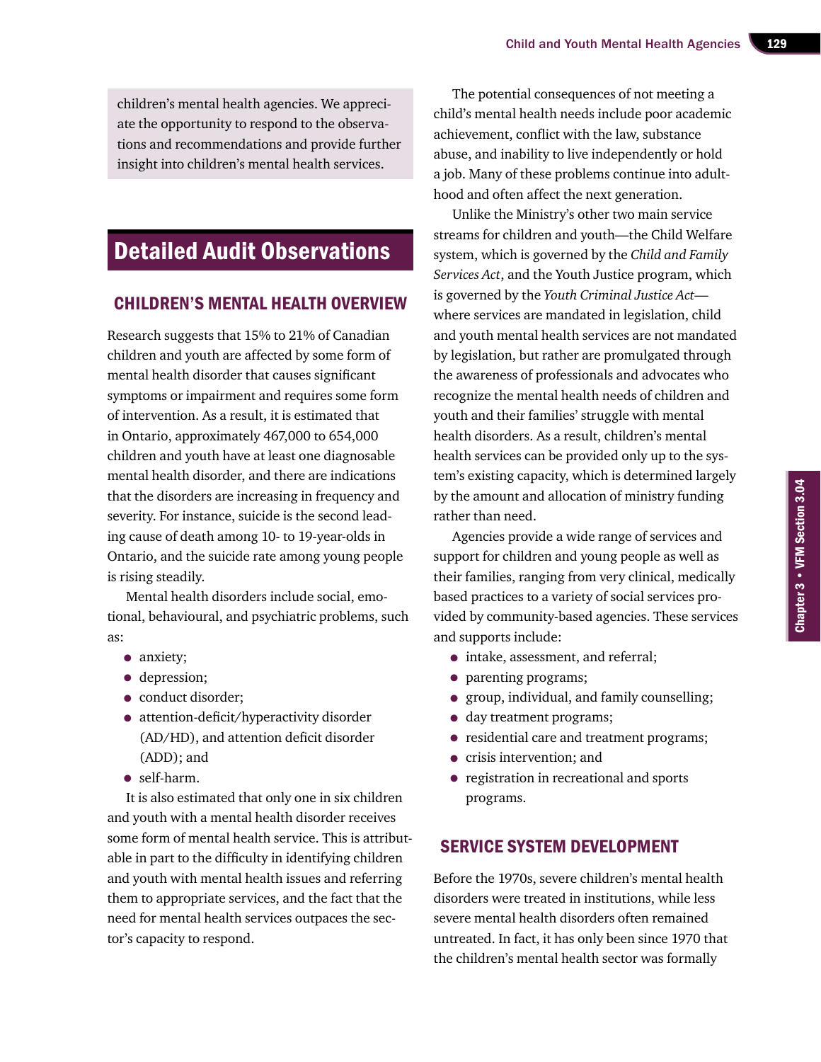children's mental health agencies. We appreciate the opportunity to respond to the observations and recommendations and provide further insight into children's mental health services.

# Detailed Audit Observations

## CHILDREN'S MENTAL HEALTH OVERVIEW

Research suggests that 15% to 21% of Canadian children and youth are affected by some form of mental health disorder that causes significant symptoms or impairment and requires some form of intervention. As a result, it is estimated that in Ontario, approximately 467,000 to 654,000 children and youth have at least one diagnosable mental health disorder, and there are indications that the disorders are increasing in frequency and severity. For instance, suicide is the second leading cause of death among 10- to 19-year-olds in Ontario, and the suicide rate among young people is rising steadily.

Mental health disorders include social, emotional, behavioural, and psychiatric problems, such as:

- anxiety;
- depression;
- conduct disorder;
- attention-deficit/hyperactivity disorder (AD/HD), and attention deficit disorder (ADD); and
- self-harm.

It is also estimated that only one in six children and youth with a mental health disorder receives some form of mental health service. This is attributable in part to the difficulty in identifying children and youth with mental health issues and referring them to appropriate services, and the fact that the need for mental health services outpaces the sector's capacity to respond.

The potential consequences of not meeting a child's mental health needs include poor academic achievement, conflict with the law, substance abuse, and inability to live independently or hold a job. Many of these problems continue into adulthood and often affect the next generation.

Unlike the Ministry's other two main service streams for children and youth—the Child Welfare system, which is governed by the *Child and Family Services Act*, and the Youth Justice program, which is governed by the *Youth Criminal Justice Act*—where services are mandated in legislation, child and youth mental health services are not mandated by legislation, but rather are promulgated through the awareness of professionals and advocates who recognize the mental health needs of children and youth and their families' struggle with mental health disorders. As a result, children's mental health services can be provided only up to the system's existing capacity, which is determined largely by the amount and allocation of ministry funding rather than need.

Agencies provide a wide range of services and support for children and young people as well as their families, ranging from very clinical, medically based practices to a variety of social services provided by community-based agencies. These services and supports include:

- intake, assessment, and referral;
- parenting programs;
- group, individual, and family counselling;
- day treatment programs;
- residential care and treatment programs;
- crisis intervention; and
- registration in recreational and sports programs.

## SERVICE SYSTEM DEVELOPMENT

Before the 1970s, severe children's mental health disorders were treated in institutions, while less severe mental health disorders often remained untreated. In fact, it has only been since 1970 that the children's mental health sector was formally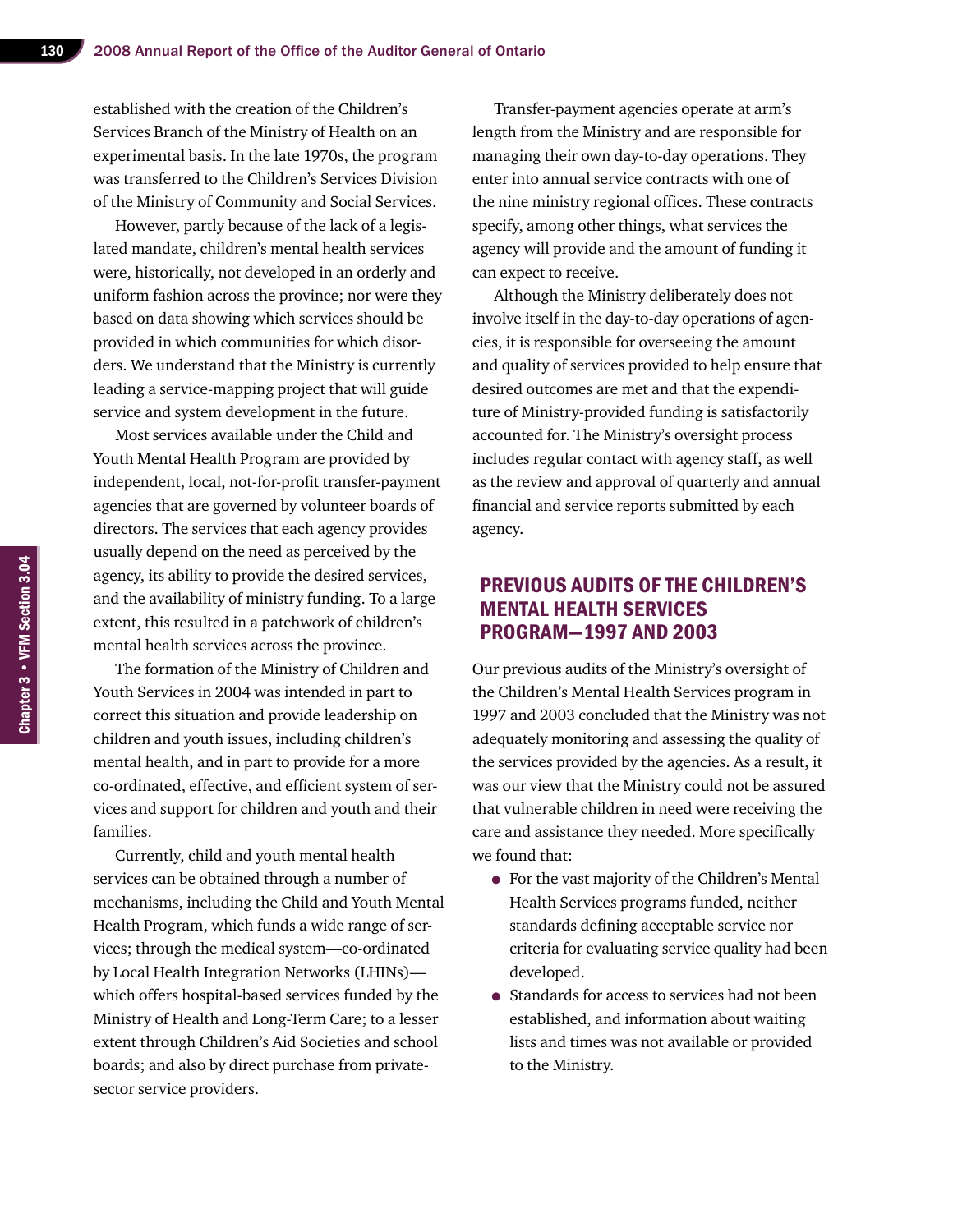established with the creation of the Children's Services Branch of the Ministry of Health on an experimental basis. In the late 1970s, the program was transferred to the Children's Services Division of the Ministry of Community and Social Services.

However, partly because of the lack of a legislated mandate, children's mental health services were, historically, not developed in an orderly and uniform fashion across the province; nor were they based on data showing which services should be provided in which communities for which disorders. We understand that the Ministry is currently leading a service-mapping project that will guide service and system development in the future.

Most services available under the Child and Youth Mental Health Program are provided by independent, local, not-for-profit transfer-payment agencies that are governed by volunteer boards of directors. The services that each agency provides usually depend on the need as perceived by the agency, its ability to provide the desired services, and the availability of ministry funding. To a large extent, this resulted in a patchwork of children's mental health services across the province.

The formation of the Ministry of Children and Youth Services in 2004 was intended in part to correct this situation and provide leadership on children and youth issues, including children's mental health, and in part to provide for a more co-ordinated, effective, and efficient system of services and support for children and youth and their families.

Currently, child and youth mental health services can be obtained through a number of mechanisms, including the Child and Youth Mental Health Program, which funds a wide range of services; through the medical system—co-ordinated by Local Health Integration Networks (LHINs)—which offers hospital-based services funded by the Ministry of Health and Long-Term Care; to a lesser extent through Children's Aid Societies and school boards; and also by direct purchase from private-sector service providers.

Transfer-payment agencies operate at arm's length from the Ministry and are responsible for managing their own day-to-day operations. They enter into annual service contracts with one of the nine ministry regional offices. These contracts specify, among other things, what services the agency will provide and the amount of funding it can expect to receive.

Although the Ministry deliberately does not involve itself in the day-to-day operations of agencies, it is responsible for overseeing the amount and quality of services provided to help ensure that desired outcomes are met and that the expenditure of Ministry-provided funding is satisfactorily accounted for. The Ministry's oversight process includes regular contact with agency staff, as well as the review and approval of quarterly and annual financial and service reports submitted by each agency.

## PREVIOUS AUDITS OF THE CHILDREN'S MENTAL HEALTH SERVICES PROGRAM—1997 AND 2003

Our previous audits of the Ministry's oversight of the Children's Mental Health Services program in 1997 and 2003 concluded that the Ministry was not adequately monitoring and assessing the quality of the services provided by the agencies. As a result, it was our view that the Ministry could not be assured that vulnerable children in need were receiving the care and assistance they needed. More specifically we found that:

- For the vast majority of the Children's Mental Health Services programs funded, neither standards defining acceptable service nor criteria for evaluating service quality had been developed.
- Standards for access to services had not been established, and information about waiting lists and times was not available or provided to the Ministry.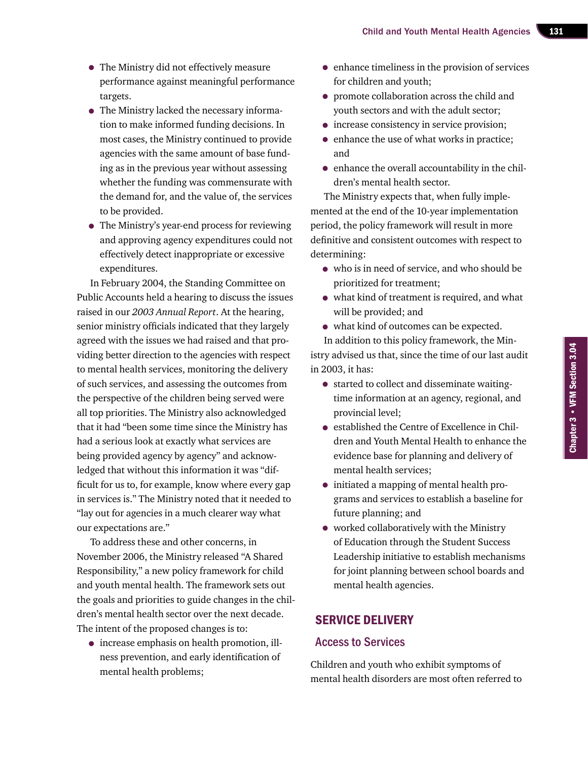- The Ministry did not effectively measure performance against meaningful performance targets.
- The Ministry lacked the necessary information to make informed funding decisions. In most cases, the Ministry continued to provide agencies with the same amount of base funding as in the previous year without assessing whether the funding was commensurate with the demand for, and the value of, the services to be provided.
- The Ministry's year-end process for reviewing and approving agency expenditures could not effectively detect inappropriate or excessive expenditures.

In February 2004, the Standing Committee on Public Accounts held a hearing to discuss the issues raised in our *2003 Annual Report*. At the hearing, senior ministry officials indicated that they largely agreed with the issues we had raised and that providing better direction to the agencies with respect to mental health services, monitoring the delivery of such services, and assessing the outcomes from the perspective of the children being served were all top priorities. The Ministry also acknowledged that it had "been some time since the Ministry has had a serious look at exactly what services are being provided agency by agency" and acknowledged that without this information it was "difficult for us to, for example, know where every gap in services is." The Ministry noted that it needed to "lay out for agencies in a much clearer way what our expectations are."

To address these and other concerns, in November 2006, the Ministry released "A Shared Responsibility," a new policy framework for child and youth mental health. The framework sets out the goals and priorities to guide changes in the children's mental health sector over the next decade. The intent of the proposed changes is to:

- increase emphasis on health promotion, illness prevention, and early identification of mental health problems;
- enhance timeliness in the provision of services for children and youth;
- promote collaboration across the child and youth sectors and with the adult sector;
- increase consistency in service provision;
- enhance the use of what works in practice; and
- enhance the overall accountability in the children's mental health sector.

The Ministry expects that, when fully implemented at the end of the 10-year implementation period, the policy framework will result in more definitive and consistent outcomes with respect to determining:

- who is in need of service, and who should be prioritized for treatment;
- what kind of treatment is required, and what will be provided; and
- what kind of outcomes can be expected.

In addition to this policy framework, the Ministry advised us that, since the time of our last audit in 2003, it has:

- started to collect and disseminate waiting-time information at an agency, regional, and provincial level;
- established the Centre of Excellence in Children and Youth Mental Health to enhance the evidence base for planning and delivery of mental health services;
- initiated a mapping of mental health programs and services to establish a baseline for future planning; and
- worked collaboratively with the Ministry of Education through the Student Success Leadership initiative to establish mechanisms for joint planning between school boards and mental health agencies.

## SERVICE DELIVERY

### Access to Services

Children and youth who exhibit symptoms of mental health disorders are most often referred to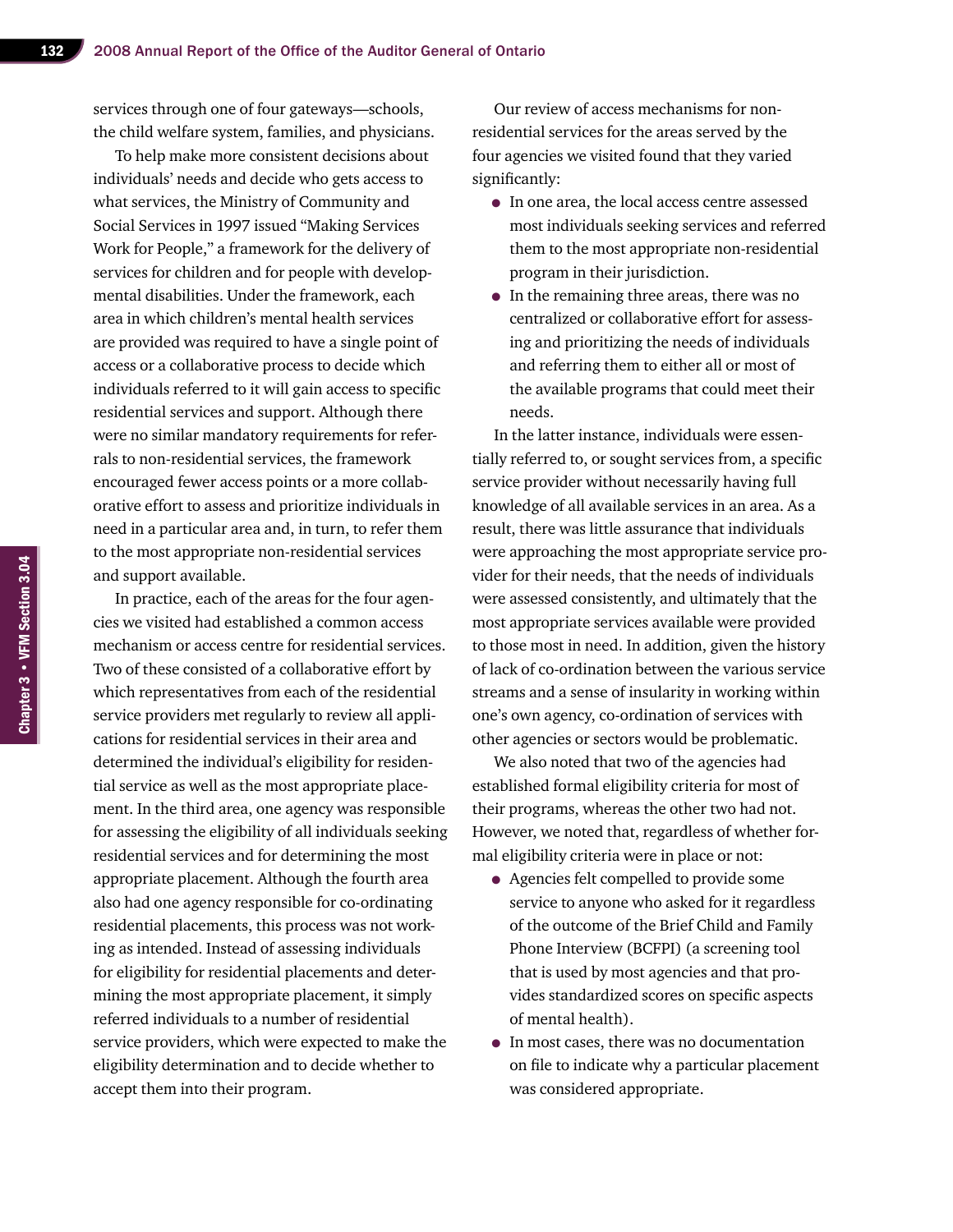services through one of four gateways—schools, the child welfare system, families, and physicians.

To help make more consistent decisions about individuals' needs and decide who gets access to what services, the Ministry of Community and Social Services in 1997 issued "Making Services Work for People," a framework for the delivery of services for children and for people with developmental disabilities. Under the framework, each area in which children's mental health services are provided was required to have a single point of access or a collaborative process to decide which individuals referred to it will gain access to specific residential services and support. Although there were no similar mandatory requirements for referrals to non-residential services, the framework encouraged fewer access points or a more collaborative effort to assess and prioritize individuals in need in a particular area and, in turn, to refer them to the most appropriate non-residential services and support available.

In practice, each of the areas for the four agencies we visited had established a common access mechanism or access centre for residential services. Two of these consisted of a collaborative effort by which representatives from each of the residential service providers met regularly to review all applications for residential services in their area and determined the individual's eligibility for residential service as well as the most appropriate placement. In the third area, one agency was responsible for assessing the eligibility of all individuals seeking residential services and for determining the most appropriate placement. Although the fourth area also had one agency responsible for co-ordinating residential placements, this process was not working as intended. Instead of assessing individuals for eligibility for residential placements and determining the most appropriate placement, it simply referred individuals to a number of residential service providers, which were expected to make the eligibility determination and to decide whether to accept them into their program.

Our review of access mechanisms for non-residential services for the areas served by the four agencies we visited found that they varied significantly:

- In one area, the local access centre assessed most individuals seeking services and referred them to the most appropriate non-residential program in their jurisdiction.
- In the remaining three areas, there was no centralized or collaborative effort for assessing and prioritizing the needs of individuals and referring them to either all or most of the available programs that could meet their needs.

In the latter instance, individuals were essentially referred to, or sought services from, a specific service provider without necessarily having full knowledge of all available services in an area. As a result, there was little assurance that individuals were approaching the most appropriate service provider for their needs, that the needs of individuals were assessed consistently, and ultimately that the most appropriate services available were provided to those most in need. In addition, given the history of lack of co-ordination between the various service streams and a sense of insularity in working within one's own agency, co-ordination of services with other agencies or sectors would be problematic.

We also noted that two of the agencies had established formal eligibility criteria for most of their programs, whereas the other two had not. However, we noted that, regardless of whether formal eligibility criteria were in place or not:

- Agencies felt compelled to provide some service to anyone who asked for it regardless of the outcome of the Brief Child and Family Phone Interview (BCFPI) (a screening tool that is used by most agencies and that provides standardized scores on specific aspects of mental health).
- In most cases, there was no documentation on file to indicate why a particular placement was considered appropriate.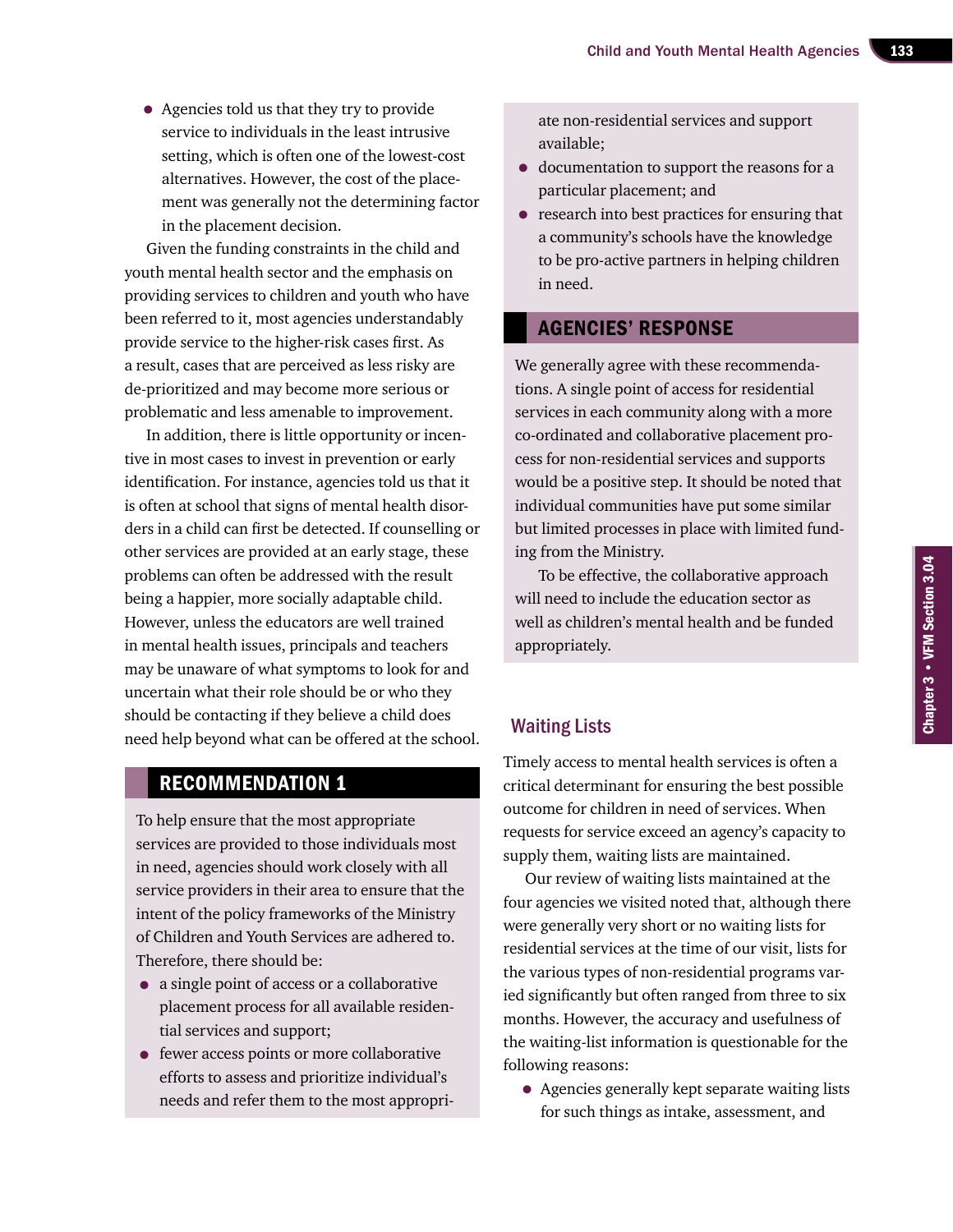- Agencies told us that they try to provide service to individuals in the least intrusive setting, which is often one of the lowest-cost alternatives. However, the cost of the placement was generally not the determining factor in the placement decision.

Given the funding constraints in the child and youth mental health sector and the emphasis on providing services to children and youth who have been referred to it, most agencies understandably provide service to the higher-risk cases first. As a result, cases that are perceived as less risky are de-prioritized and may become more serious or problematic and less amenable to improvement.

In addition, there is little opportunity or incentive in most cases to invest in prevention or early identification. For instance, agencies told us that it is often at school that signs of mental health disorders in a child can first be detected. If counselling or other services are provided at an early stage, these problems can often be addressed with the result being a happier, more socially adaptable child. However, unless the educators are well trained in mental health issues, principals and teachers may be unaware of what symptoms to look for and uncertain what their role should be or who they should be contacting if they believe a child does need help beyond what can be offered at the school.

## RECOMMENDATION 1

To help ensure that the most appropriate services are provided to those individuals most in need, agencies should work closely with all service providers in their area to ensure that the intent of the policy frameworks of the Ministry of Children and Youth Services are adhered to. Therefore, there should be:

- a single point of access or a collaborative placement process for all available residential services and support;
- fewer access points or more collaborative efforts to assess and prioritize individual's needs and refer them to the most appropriate non-residential services and support available;
- documentation to support the reasons for a particular placement; and
- research into best practices for ensuring that a community's schools have the knowledge to be pro-active partners in helping children in need.

## AGENCIES' RESPONSE

We generally agree with these recommendations. A single point of access for residential services in each community along with a more co-ordinated and collaborative placement process for non-residential services and supports would be a positive step. It should be noted that individual communities have put some similar but limited processes in place with limited funding from the Ministry.

To be effective, the collaborative approach will need to include the education sector as well as children's mental health and be funded appropriately.

## Waiting Lists

Timely access to mental health services is often a critical determinant for ensuring the best possible outcome for children in need of services. When requests for service exceed an agency's capacity to supply them, waiting lists are maintained.

Our review of waiting lists maintained at the four agencies we visited noted that, although there were generally very short or no waiting lists for residential services at the time of our visit, lists for the various types of non-residential programs varied significantly but often ranged from three to six months. However, the accuracy and usefulness of the waiting-list information is questionable for the following reasons:

- Agencies generally kept separate waiting lists for such things as intake, assessment, and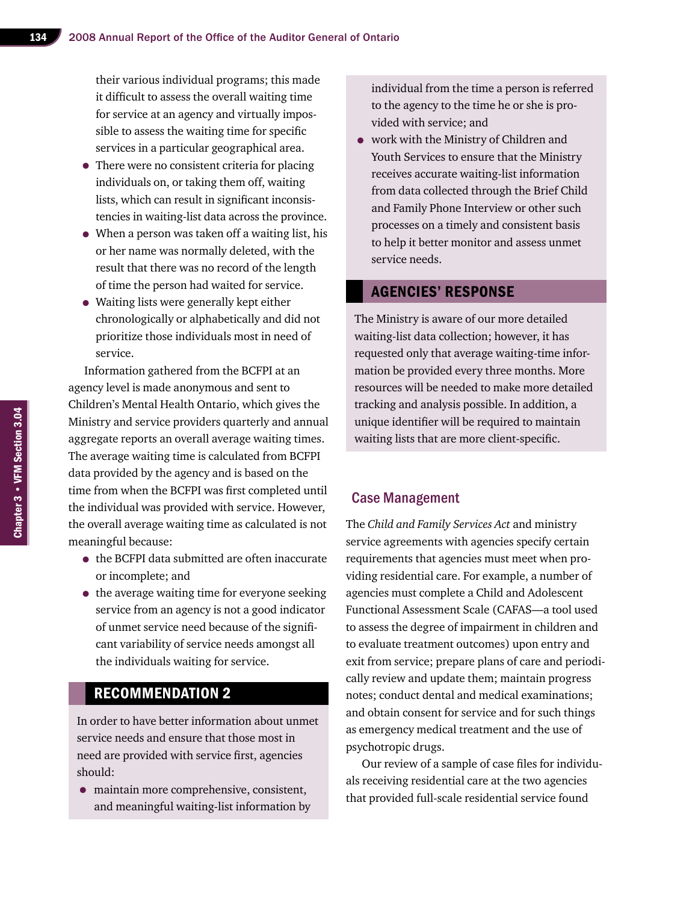their various individual programs; this made it difficult to assess the overall waiting time for service at an agency and virtually impossible to assess the waiting time for specific services in a particular geographical area.

- There were no consistent criteria for placing individuals on, or taking them off, waiting lists, which can result in significant inconsistencies in waiting-list data across the province.
- When a person was taken off a waiting list, his or her name was normally deleted, with the result that there was no record of the length of time the person had waited for service.
- Waiting lists were generally kept either chronologically or alphabetically and did not prioritize those individuals most in need of service.

Information gathered from the BCFPI at an agency level is made anonymous and sent to Children's Mental Health Ontario, which gives the Ministry and service providers quarterly and annual aggregate reports an overall average waiting times. The average waiting time is calculated from BCFPI data provided by the agency and is based on the time from when the BCFPI was first completed until the individual was provided with service. However, the overall average waiting time as calculated is not meaningful because:

- the BCFPI data submitted are often inaccurate or incomplete; and
- the average waiting time for everyone seeking service from an agency is not a good indicator of unmet service need because of the significant variability of service needs amongst all the individuals waiting for service.

## RECOMMENDATION 2

In order to have better information about unmet service needs and ensure that those most in need are provided with service first, agencies should:

- maintain more comprehensive, consistent, and meaningful waiting-list information by individual from the time a person is referred to the agency to the time he or she is provided with service; and
- work with the Ministry of Children and Youth Services to ensure that the Ministry receives accurate waiting-list information from data collected through the Brief Child and Family Phone Interview or other such processes on a timely and consistent basis to help it better monitor and assess unmet service needs.

## AGENCIES' RESPONSE

The Ministry is aware of our more detailed waiting-list data collection; however, it has requested only that average waiting-time information be provided every three months. More resources will be needed to make more detailed tracking and analysis possible. In addition, a unique identifier will be required to maintain waiting lists that are more client-specific.

## Case Management

The *Child and Family Services Act* and ministry service agreements with agencies specify certain requirements that agencies must meet when providing residential care. For example, a number of agencies must complete a Child and Adolescent Functional Assessment Scale (CAFAS—a tool used to assess the degree of impairment in children and to evaluate treatment outcomes) upon entry and exit from service; prepare plans of care and periodically review and update them; maintain progress notes; conduct dental and medical examinations; and obtain consent for service and for such things as emergency medical treatment and the use of psychotropic drugs.

Our review of a sample of case files for individuals receiving residential care at the two agencies that provided full-scale residential service found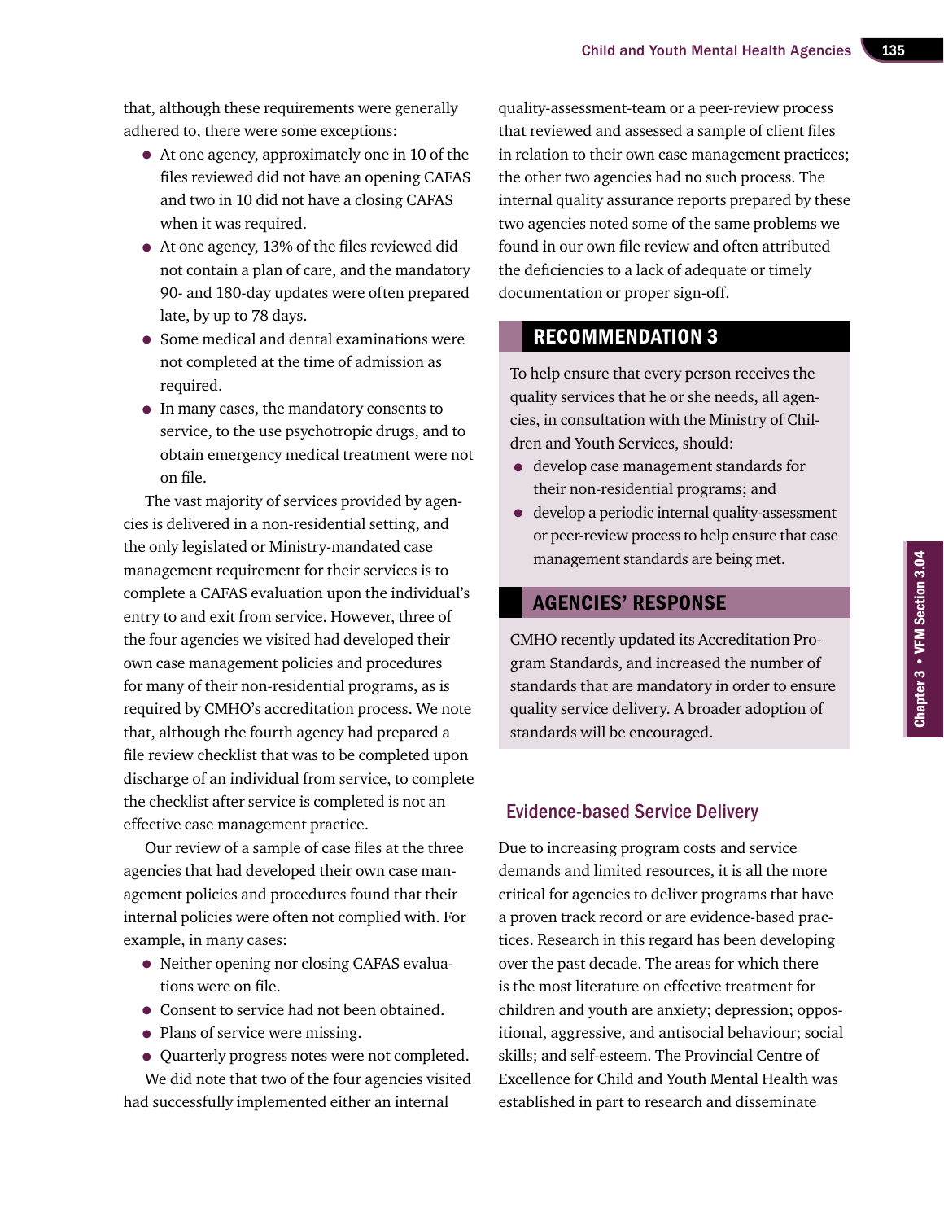that, although these requirements were generally adhered to, there were some exceptions:

- At one agency, approximately one in 10 of the files reviewed did not have an opening CAFAS and two in 10 did not have a closing CAFAS when it was required.
- At one agency, 13% of the files reviewed did not contain a plan of care, and the mandatory 90- and 180-day updates were often prepared late, by up to 78 days.
- Some medical and dental examinations were not completed at the time of admission as required.
- In many cases, the mandatory consents to service, to the use psychotropic drugs, and to obtain emergency medical treatment were not on file.

The vast majority of services provided by agencies is delivered in a non-residential setting, and the only legislated or Ministry-mandated case management requirement for their services is to complete a CAFAS evaluation upon the individual's entry to and exit from service. However, three of the four agencies we visited had developed their own case management policies and procedures for many of their non-residential programs, as is required by CMHO's accreditation process. We note that, although the fourth agency had prepared a file review checklist that was to be completed upon discharge of an individual from service, to complete the checklist after service is completed is not an effective case management practice.

Our review of a sample of case files at the three agencies that had developed their own case management policies and procedures found that their internal policies were often not complied with. For example, in many cases:

- Neither opening nor closing CAFAS evaluations were on file.
- Consent to service had not been obtained.
- Plans of service were missing.
- Quarterly progress notes were not completed.

We did note that two of the four agencies visited had successfully implemented either an internal quality-assessment-team or a peer-review process that reviewed and assessed a sample of client files in relation to their own case management practices; the other two agencies had no such process. The internal quality assurance reports prepared by these two agencies noted some of the same problems we found in our own file review and often attributed the deficiencies to a lack of adequate or timely documentation or proper sign-off.

## RECOMMENDATION 3

To help ensure that every person receives the quality services that he or she needs, all agencies, in consultation with the Ministry of Children and Youth Services, should:

- develop case management standards for their non-residential programs; and
- develop a periodic internal quality-assessment or peer-review process to help ensure that case management standards are being met.

## AGENCIES' RESPONSE

CMHO recently updated its Accreditation Program Standards, and increased the number of standards that are mandatory in order to ensure quality service delivery. A broader adoption of standards will be encouraged.

## Evidence-based Service Delivery

Due to increasing program costs and service demands and limited resources, it is all the more critical for agencies to deliver programs that have a proven track record or are evidence-based practices. Research in this regard has been developing over the past decade. The areas for which there is the most literature on effective treatment for children and youth are anxiety; depression; oppositional, aggressive, and antisocial behaviour; social skills; and self-esteem. The Provincial Centre of Excellence for Child and Youth Mental Health was established in part to research and disseminate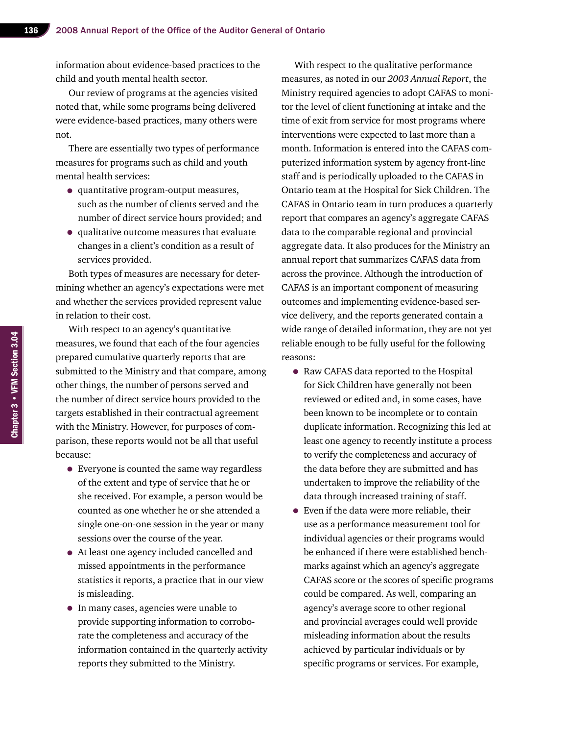information about evidence-based practices to the child and youth mental health sector.

Our review of programs at the agencies visited noted that, while some programs being delivered were evidence-based practices, many others were not.

There are essentially two types of performance measures for programs such as child and youth mental health services:

- quantitative program-output measures, such as the number of clients served and the number of direct service hours provided; and
- qualitative outcome measures that evaluate changes in a client's condition as a result of services provided.

Both types of measures are necessary for determining whether an agency's expectations were met and whether the services provided represent value in relation to their cost.

With respect to an agency's quantitative measures, we found that each of the four agencies prepared cumulative quarterly reports that are submitted to the Ministry and that compare, among other things, the number of persons served and the number of direct service hours provided to the targets established in their contractual agreement with the Ministry. However, for purposes of comparison, these reports would not be all that useful because:

- Everyone is counted the same way regardless of the extent and type of service that he or she received. For example, a person would be counted as one whether he or she attended a single one-on-one session in the year or many sessions over the course of the year.
- At least one agency included cancelled and missed appointments in the performance statistics it reports, a practice that in our view is misleading.
- In many cases, agencies were unable to provide supporting information to corroborate the completeness and accuracy of the information contained in the quarterly activity reports they submitted to the Ministry.

With respect to the qualitative performance measures, as noted in our *2003 Annual Report*, the Ministry required agencies to adopt CAFAS to monitor the level of client functioning at intake and the time of exit from service for most programs where interventions were expected to last more than a month. Information is entered into the CAFAS computerized information system by agency front-line staff and is periodically uploaded to the CAFAS in Ontario team at the Hospital for Sick Children. The CAFAS in Ontario team in turn produces a quarterly report that compares an agency's aggregate CAFAS data to the comparable regional and provincial aggregate data. It also produces for the Ministry an annual report that summarizes CAFAS data from across the province. Although the introduction of CAFAS is an important component of measuring outcomes and implementing evidence-based service delivery, and the reports generated contain a wide range of detailed information, they are not yet reliable enough to be fully useful for the following reasons:

- Raw CAFAS data reported to the Hospital for Sick Children have generally not been reviewed or edited and, in some cases, have been known to be incomplete or to contain duplicate information. Recognizing this led at least one agency to recently institute a process to verify the completeness and accuracy of the data before they are submitted and has undertaken to improve the reliability of the data through increased training of staff.
- Even if the data were more reliable, their use as a performance measurement tool for individual agencies or their programs would be enhanced if there were established benchmarks against which an agency's aggregate CAFAS score or the scores of specific programs could be compared. As well, comparing an agency's average score to other regional and provincial averages could well provide misleading information about the results achieved by particular individuals or by specific programs or services. For example,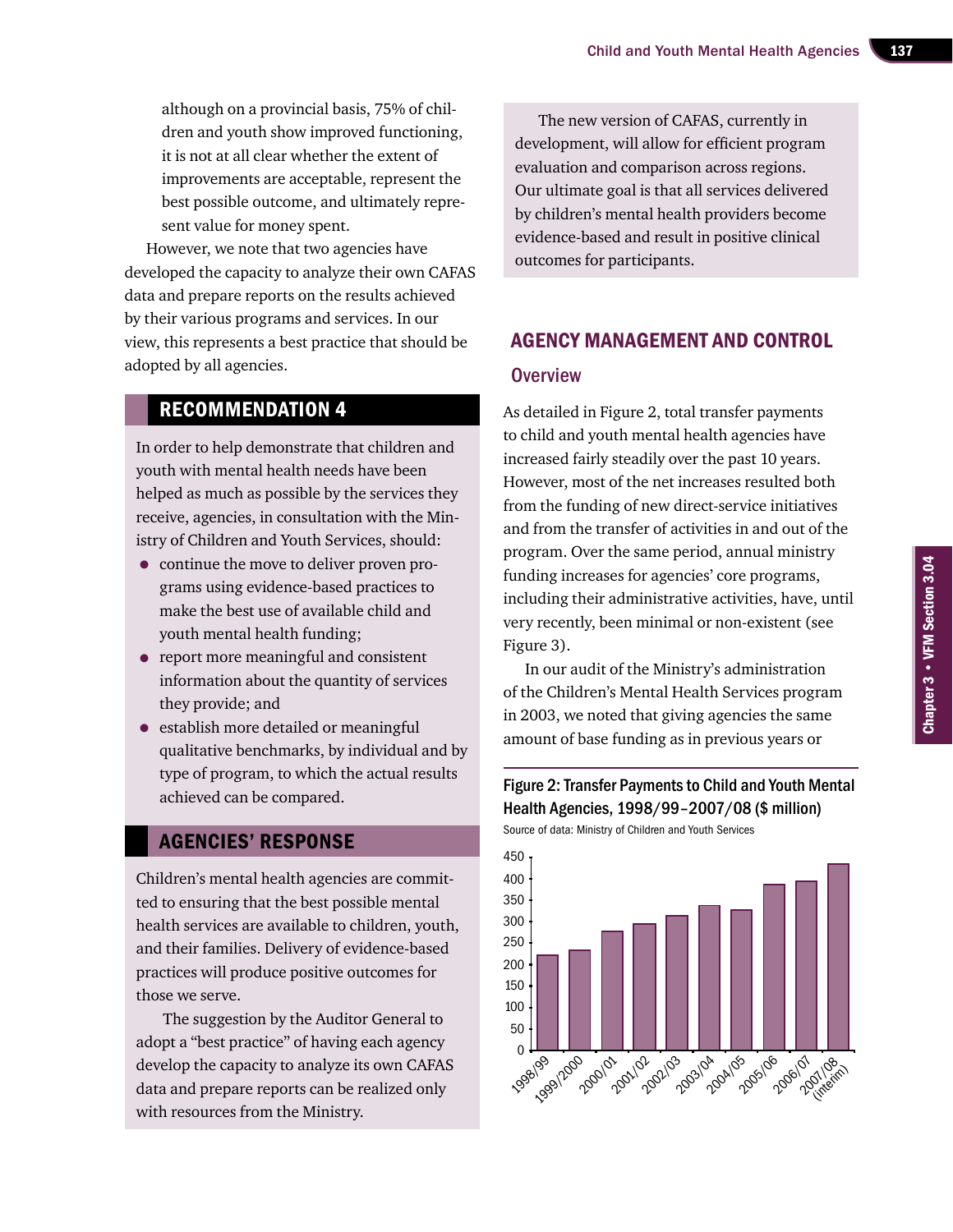although on a provincial basis, 75% of children and youth show improved functioning, it is not at all clear whether the extent of improvements are acceptable, represent the best possible outcome, and ultimately represent value for money spent.

However, we note that two agencies have developed the capacity to analyze their own CAFAS data and prepare reports on the results achieved by their various programs and services. In our view, this represents a best practice that should be adopted by all agencies.

## RECOMMENDATION 4

In order to help demonstrate that children and youth with mental health needs have been helped as much as possible by the services they receive, agencies, in consultation with the Ministry of Children and Youth Services, should:

- continue the move to deliver proven programs using evidence-based practices to make the best use of available child and youth mental health funding;
- report more meaningful and consistent information about the quantity of services they provide; and
- establish more detailed or meaningful qualitative benchmarks, by individual and by type of program, to which the actual results achieved can be compared.

## AGENCIES' RESPONSE

Children's mental health agencies are committed to ensuring that the best possible mental health services are available to children, youth, and their families. Delivery of evidence-based practices will produce positive outcomes for those we serve.

The suggestion by the Auditor General to adopt a "best practice" of having each agency develop the capacity to analyze its own CAFAS data and prepare reports can be realized only with resources from the Ministry.

The new version of CAFAS, currently in development, will allow for efficient program evaluation and comparison across regions. Our ultimate goal is that all services delivered by children's mental health providers become evidence-based and result in positive clinical outcomes for participants.

## AGENCY MANAGEMENT AND CONTROL

### Overview

As detailed in Figure 2, total transfer payments to child and youth mental health agencies have increased fairly steadily over the past 10 years. However, most of the net increases resulted both from the funding of new direct-service initiatives and from the transfer of activities in and out of the program. Over the same period, annual ministry funding increases for agencies' core programs, including their administrative activities, have, until very recently, been minimal or non-existent (see Figure 3).

In our audit of the Ministry's administration of the Children's Mental Health Services program in 2003, we noted that giving agencies the same amount of base funding as in previous years or

**Figure 2: Transfer Payments to Child and Youth Mental Health Agencies, 1998/99–2007/08 ($ million)**

Source of data: Ministry of Children and Youth Services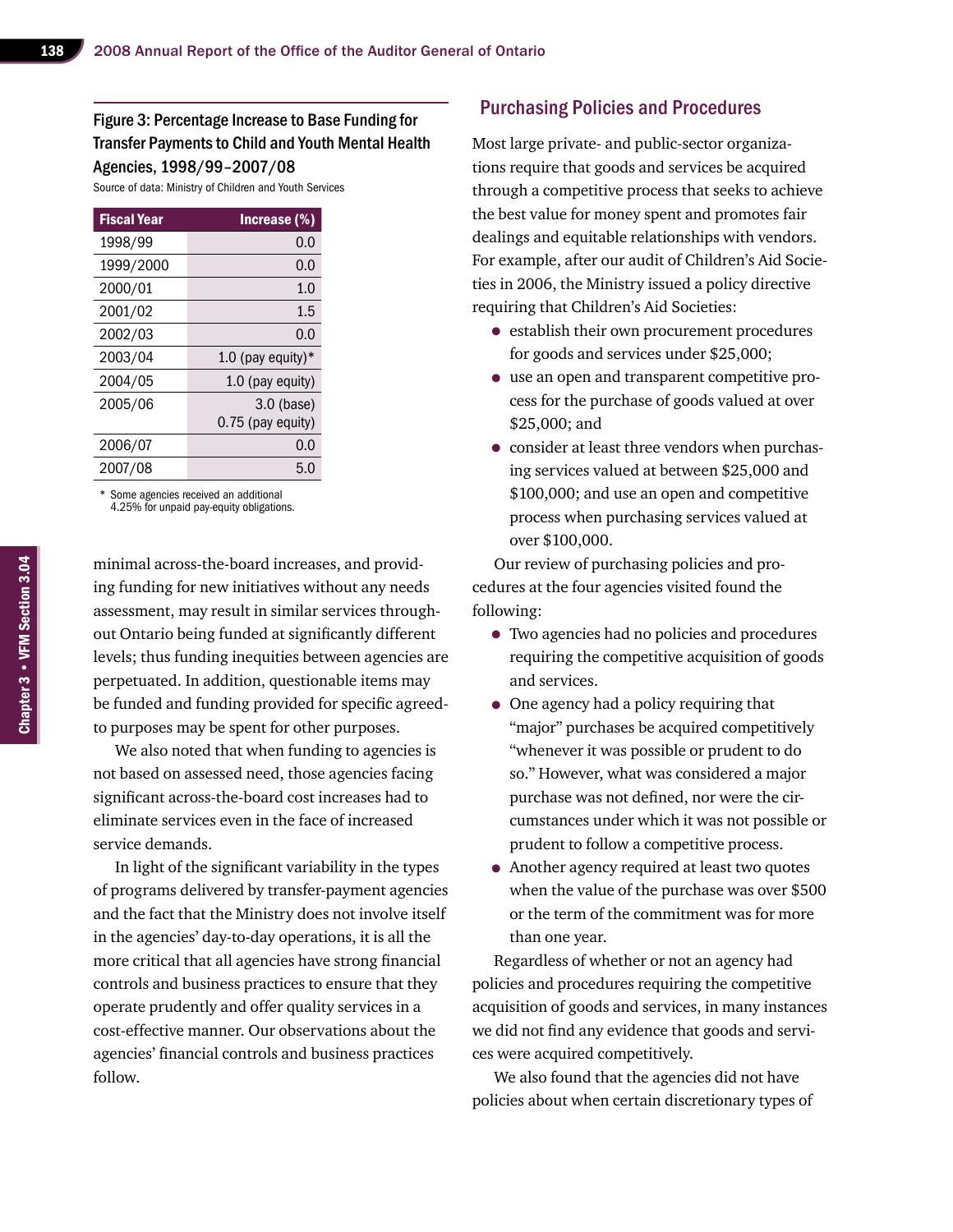Figure 3: Percentage Increase to Base Funding for Transfer Payments to Child and Youth Mental Health Agencies, 1998/99–2007/08

Source of data: Ministry of Children and Youth Services

| Fiscal Year | Increase (%) |
|---|---|
| 1998/99 | 0.0 |
| 1999/2000 | 0.0 |
| 2000/01 | 1.0 |
| 2001/02 | 1.5 |
| 2002/03 | 0.0 |
| 2003/04 | 1.0 (pay equity)* |
| 2004/05 | 1.0 (pay equity) |
| 2005/06 | 3.0 (base) 0.75 (pay equity) |
| 2006/07 | 0.0 |
| 2007/08 | 5.0 |

\* Some agencies received an additional 4.25% for unpaid pay-equity obligations.

minimal across-the-board increases, and providing funding for new initiatives without any needs assessment, may result in similar services throughout Ontario being funded at significantly different levels; thus funding inequities between agencies are perpetuated. In addition, questionable items may be funded and funding provided for specific agreed-to purposes may be spent for other purposes.

We also noted that when funding to agencies is not based on assessed need, those agencies facing significant across-the-board cost increases had to eliminate services even in the face of increased service demands.

In light of the significant variability in the types of programs delivered by transfer-payment agencies and the fact that the Ministry does not involve itself in the agencies' day-to-day operations, it is all the more critical that all agencies have strong financial controls and business practices to ensure that they operate prudently and offer quality services in a cost-effective manner. Our observations about the agencies' financial controls and business practices follow.

## Purchasing Policies and Procedures

Most large private- and public-sector organizations require that goods and services be acquired through a competitive process that seeks to achieve the best value for money spent and promotes fair dealings and equitable relationships with vendors. For example, after our audit of Children's Aid Societies in 2006, the Ministry issued a policy directive requiring that Children's Aid Societies:

- establish their own procurement procedures for goods and services under $25,000;
- use an open and transparent competitive process for the purchase of goods valued at over $25,000; and
- consider at least three vendors when purchasing services valued at between $25,000 and $100,000; and use an open and competitive process when purchasing services valued at over $100,000.

Our review of purchasing policies and procedures at the four agencies visited found the following:

- Two agencies had no policies and procedures requiring the competitive acquisition of goods and services.
- One agency had a policy requiring that "major" purchases be acquired competitively "whenever it was possible or prudent to do so." However, what was considered a major purchase was not defined, nor were the circumstances under which it was not possible or prudent to follow a competitive process.
- Another agency required at least two quotes when the value of the purchase was over $500 or the term of the commitment was for more than one year.

Regardless of whether or not an agency had policies and procedures requiring the competitive acquisition of goods and services, in many instances we did not find any evidence that goods and services were acquired competitively.

We also found that the agencies did not have policies about when certain discretionary types of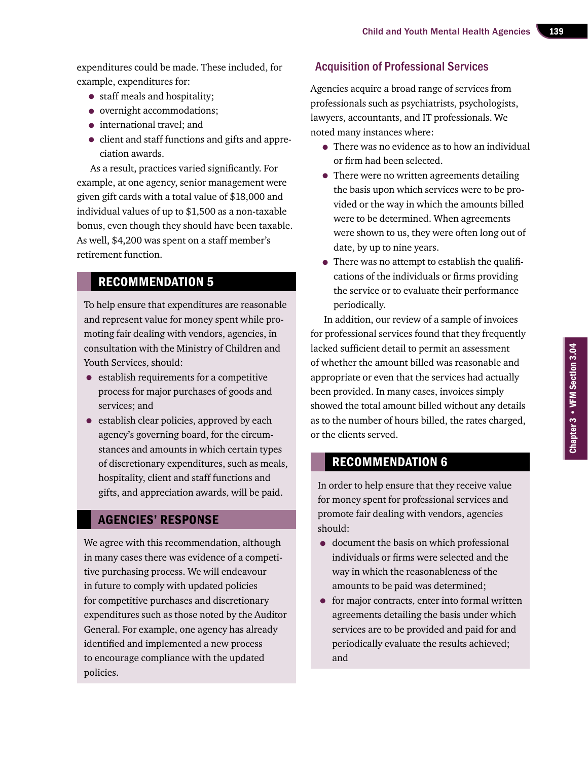expenditures could be made. These included, for example, expenditures for:

- staff meals and hospitality;
- overnight accommodations;
- international travel; and
- client and staff functions and gifts and appreciation awards.

As a result, practices varied significantly. For example, at one agency, senior management were given gift cards with a total value of $18,000 and individual values of up to $1,500 as a non-taxable bonus, even though they should have been taxable. As well, $4,200 was spent on a staff member's retirement function.

## RECOMMENDATION 5

To help ensure that expenditures are reasonable and represent value for money spent while promoting fair dealing with vendors, agencies, in consultation with the Ministry of Children and Youth Services, should:

- establish requirements for a competitive process for major purchases of goods and services; and
- establish clear policies, approved by each agency's governing board, for the circumstances and amounts in which certain types of discretionary expenditures, such as meals, hospitality, client and staff functions and gifts, and appreciation awards, will be paid.

## AGENCIES' RESPONSE

We agree with this recommendation, although in many cases there was evidence of a competitive purchasing process. We will endeavour in future to comply with updated policies for competitive purchases and discretionary expenditures such as those noted by the Auditor General. For example, one agency has already identified and implemented a new process to encourage compliance with the updated policies.

## Acquisition of Professional Services

Agencies acquire a broad range of services from professionals such as psychiatrists, psychologists, lawyers, accountants, and IT professionals. We noted many instances where:

- There was no evidence as to how an individual or firm had been selected.
- There were no written agreements detailing the basis upon which services were to be provided or the way in which the amounts billed were to be determined. When agreements were shown to us, they were often long out of date, by up to nine years.
- There was no attempt to establish the qualifications of the individuals or firms providing the service or to evaluate their performance periodically.

In addition, our review of a sample of invoices for professional services found that they frequently lacked sufficient detail to permit an assessment of whether the amount billed was reasonable and appropriate or even that the services had actually been provided. In many cases, invoices simply showed the total amount billed without any details as to the number of hours billed, the rates charged, or the clients served.

## RECOMMENDATION 6

In order to help ensure that they receive value for money spent for professional services and promote fair dealing with vendors, agencies should:

- document the basis on which professional individuals or firms were selected and the way in which the reasonableness of the amounts to be paid was determined;
- for major contracts, enter into formal written agreements detailing the basis under which services are to be provided and paid for and periodically evaluate the results achieved; and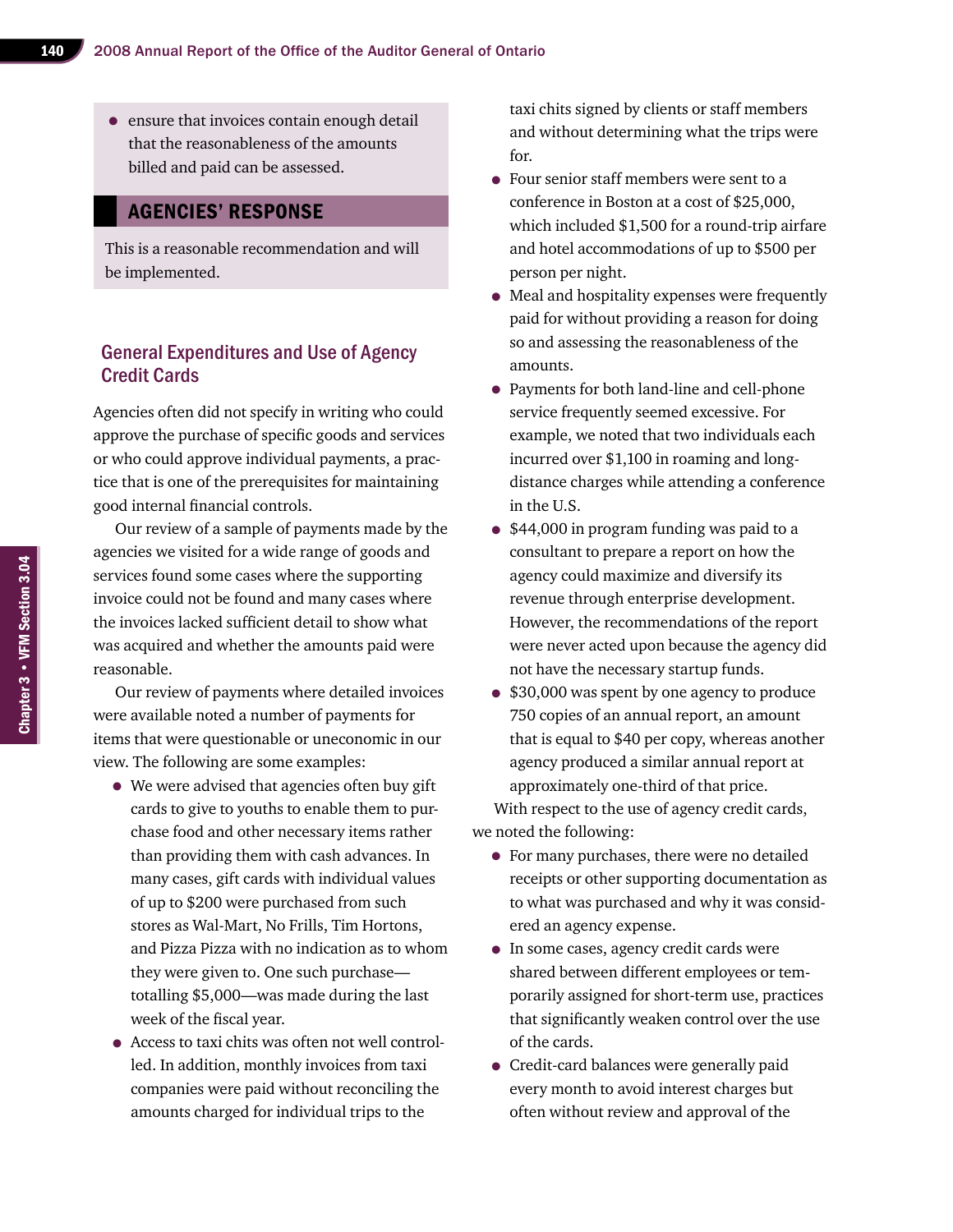- ensure that invoices contain enough detail that the reasonableness of the amounts billed and paid can be assessed.

## AGENCIES' RESPONSE

This is a reasonable recommendation and will be implemented.

### General Expenditures and Use of Agency Credit Cards

Agencies often did not specify in writing who could approve the purchase of specific goods and services or who could approve individual payments, a practice that is one of the prerequisites for maintaining good internal financial controls.

Our review of a sample of payments made by the agencies we visited for a wide range of goods and services found some cases where the supporting invoice could not be found and many cases where the invoices lacked sufficient detail to show what was acquired and whether the amounts paid were reasonable.

Our review of payments where detailed invoices were available noted a number of payments for items that were questionable or uneconomic in our view. The following are some examples:

- We were advised that agencies often buy gift cards to give to youths to enable them to purchase food and other necessary items rather than providing them with cash advances. In many cases, gift cards with individual values of up to $200 were purchased from such stores as Wal-Mart, No Frills, Tim Hortons, and Pizza Pizza with no indication as to whom they were given to. One such purchase—totalling $5,000—was made during the last week of the fiscal year.
- Access to taxi chits was often not well controlled. In addition, monthly invoices from taxi companies were paid without reconciling the amounts charged for individual trips to the taxi chits signed by clients or staff members and without determining what the trips were for.
- Four senior staff members were sent to a conference in Boston at a cost of $25,000, which included $1,500 for a round-trip airfare and hotel accommodations of up to $500 per person per night.
- Meal and hospitality expenses were frequently paid for without providing a reason for doing so and assessing the reasonableness of the amounts.
- Payments for both land-line and cell-phone service frequently seemed excessive. For example, we noted that two individuals each incurred over $1,100 in roaming and long-distance charges while attending a conference in the U.S.
- $44,000 in program funding was paid to a consultant to prepare a report on how the agency could maximize and diversify its revenue through enterprise development. However, the recommendations of the report were never acted upon because the agency did not have the necessary startup funds.
- $30,000 was spent by one agency to produce 750 copies of an annual report, an amount that is equal to $40 per copy, whereas another agency produced a similar annual report at approximately one-third of that price.

With respect to the use of agency credit cards, we noted the following:

- For many purchases, there were no detailed receipts or other supporting documentation as to what was purchased and why it was considered an agency expense.
- In some cases, agency credit cards were shared between different employees or temporarily assigned for short-term use, practices that significantly weaken control over the use of the cards.
- Credit-card balances were generally paid every month to avoid interest charges but often without review and approval of the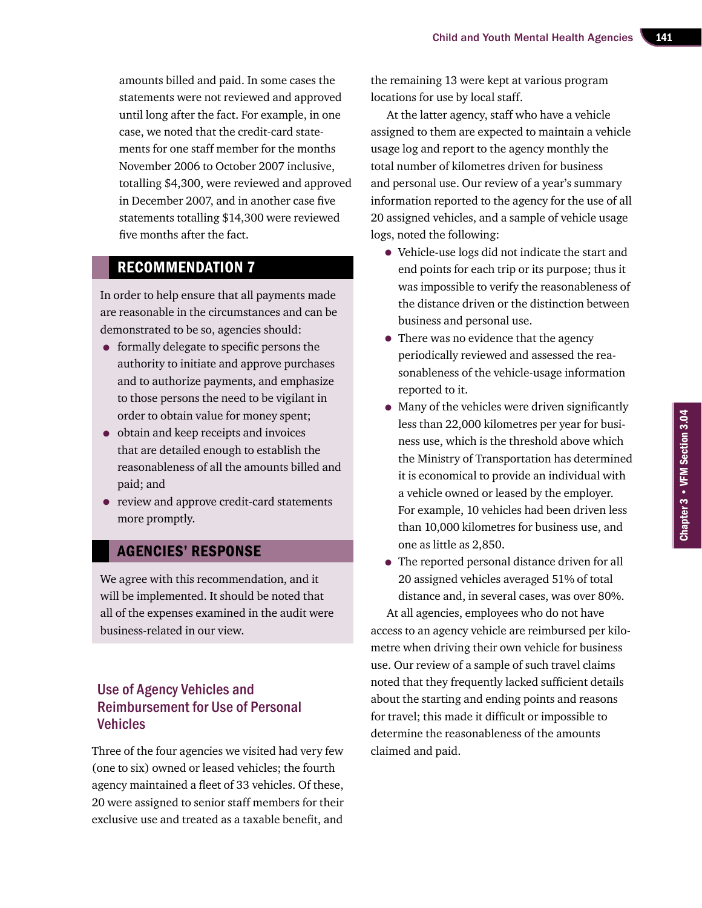amounts billed and paid. In some cases the statements were not reviewed and approved until long after the fact. For example, in one case, we noted that the credit-card statements for one staff member for the months November 2006 to October 2007 inclusive, totalling $4,300, were reviewed and approved in December 2007, and in another case five statements totalling $14,300 were reviewed five months after the fact.

## RECOMMENDATION 7

In order to help ensure that all payments made are reasonable in the circumstances and can be demonstrated to be so, agencies should:

- formally delegate to specific persons the authority to initiate and approve purchases and to authorize payments, and emphasize to those persons the need to be vigilant in order to obtain value for money spent;
- obtain and keep receipts and invoices that are detailed enough to establish the reasonableness of all the amounts billed and paid; and
- review and approve credit-card statements more promptly.

## AGENCIES' RESPONSE

We agree with this recommendation, and it will be implemented. It should be noted that all of the expenses examined in the audit were business-related in our view.

## Use of Agency Vehicles and Reimbursement for Use of Personal Vehicles

Three of the four agencies we visited had very few (one to six) owned or leased vehicles; the fourth agency maintained a fleet of 33 vehicles. Of these, 20 were assigned to senior staff members for their exclusive use and treated as a taxable benefit, and the remaining 13 were kept at various program locations for use by local staff.

At the latter agency, staff who have a vehicle assigned to them are expected to maintain a vehicle usage log and report to the agency monthly the total number of kilometres driven for business and personal use. Our review of a year's summary information reported to the agency for the use of all 20 assigned vehicles, and a sample of vehicle usage logs, noted the following:

- Vehicle-use logs did not indicate the start and end points for each trip or its purpose; thus it was impossible to verify the reasonableness of the distance driven or the distinction between business and personal use.
- There was no evidence that the agency periodically reviewed and assessed the reasonableness of the vehicle-usage information reported to it.
- Many of the vehicles were driven significantly less than 22,000 kilometres per year for business use, which is the threshold above which the Ministry of Transportation has determined it is economical to provide an individual with a vehicle owned or leased by the employer. For example, 10 vehicles had been driven less than 10,000 kilometres for business use, and one as little as 2,850.
- The reported personal distance driven for all 20 assigned vehicles averaged 51% of total distance and, in several cases, was over 80%.

At all agencies, employees who do not have access to an agency vehicle are reimbursed per kilometre when driving their own vehicle for business use. Our review of a sample of such travel claims noted that they frequently lacked sufficient details about the starting and ending points and reasons for travel; this made it difficult or impossible to determine the reasonableness of the amounts claimed and paid.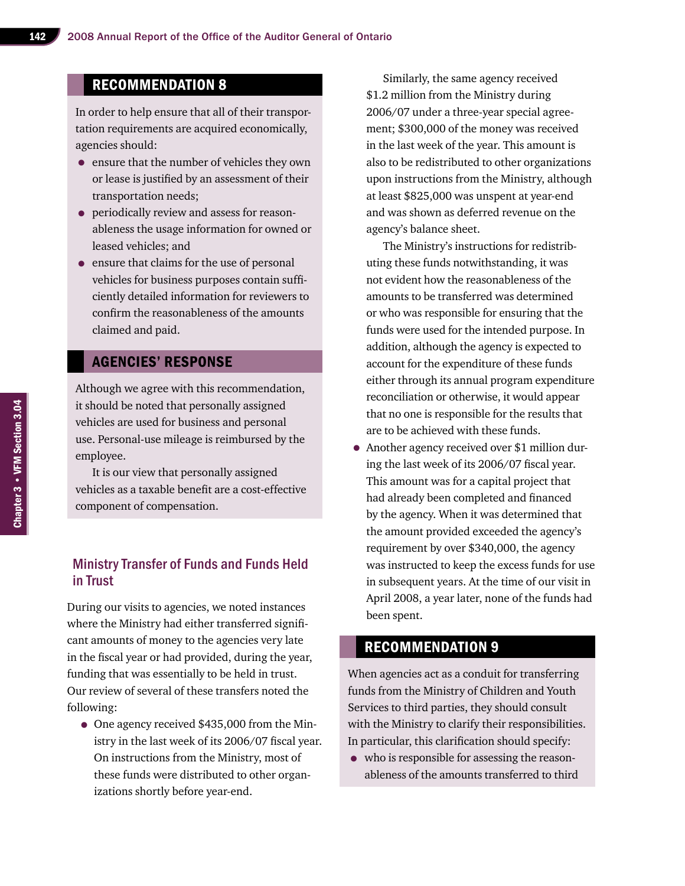## RECOMMENDATION 8

In order to help ensure that all of their transportation requirements are acquired economically, agencies should:

- ensure that the number of vehicles they own or lease is justified by an assessment of their transportation needs;
- periodically review and assess for reasonableness the usage information for owned or leased vehicles; and
- ensure that claims for the use of personal vehicles for business purposes contain sufficiently detailed information for reviewers to confirm the reasonableness of the amounts claimed and paid.

## AGENCIES' RESPONSE

Although we agree with this recommendation, it should be noted that personally assigned vehicles are used for business and personal use. Personal-use mileage is reimbursed by the employee.

It is our view that personally assigned vehicles as a taxable benefit are a cost-effective component of compensation.

### Ministry Transfer of Funds and Funds Held in Trust

During our visits to agencies, we noted instances where the Ministry had either transferred significant amounts of money to the agencies very late in the fiscal year or had provided, during the year, funding that was essentially to be held in trust. Our review of several of these transfers noted the following:

- One agency received $435,000 from the Ministry in the last week of its 2006/07 fiscal year. On instructions from the Ministry, most of these funds were distributed to other organizations shortly before year-end.

  Similarly, the same agency received $1.2 million from the Ministry during 2006/07 under a three-year special agreement; $300,000 of the money was received in the last week of the year. This amount is also to be redistributed to other organizations upon instructions from the Ministry, although at least $825,000 was unspent at year-end and was shown as deferred revenue on the agency's balance sheet.

  The Ministry's instructions for redistributing these funds notwithstanding, it was not evident how the reasonableness of the amounts to be transferred was determined or who was responsible for ensuring that the funds were used for the intended purpose. In addition, although the agency is expected to account for the expenditure of these funds either through its annual program expenditure reconciliation or otherwise, it would appear that no one is responsible for the results that are to be achieved with these funds.

- Another agency received over $1 million during the last week of its 2006/07 fiscal year. This amount was for a capital project that had already been completed and financed by the agency. When it was determined that the amount provided exceeded the agency's requirement by over $340,000, the agency was instructed to keep the excess funds for use in subsequent years. At the time of our visit in April 2008, a year later, none of the funds had been spent.

## RECOMMENDATION 9

When agencies act as a conduit for transferring funds from the Ministry of Children and Youth Services to third parties, they should consult with the Ministry to clarify their responsibilities. In particular, this clarification should specify:

- who is responsible for assessing the reasonableness of the amounts transferred to third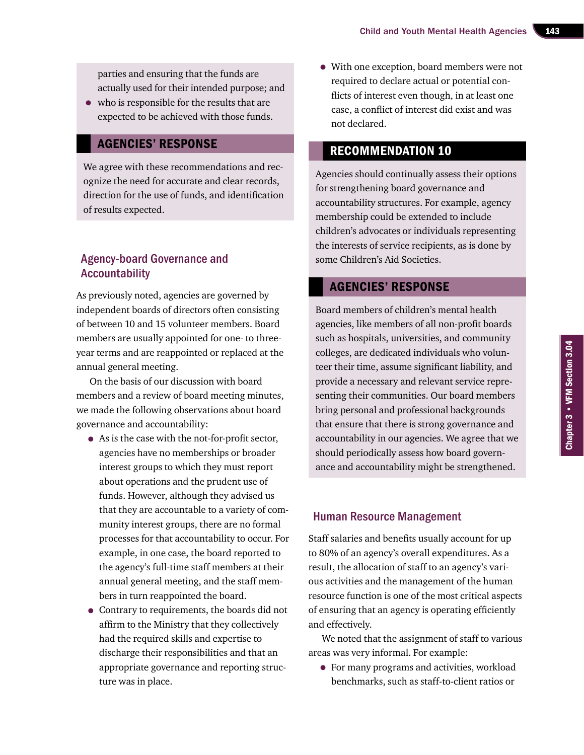parties and ensuring that the funds are actually used for their intended purpose; and
- who is responsible for the results that are expected to be achieved with those funds.

## AGENCIES' RESPONSE

We agree with these recommendations and recognize the need for accurate and clear records, direction for the use of funds, and identification of results expected.

### Agency-board Governance and Accountability

As previously noted, agencies are governed by independent boards of directors often consisting of between 10 and 15 volunteer members. Board members are usually appointed for one- to three-year terms and are reappointed or replaced at the annual general meeting.

On the basis of our discussion with board members and a review of board meeting minutes, we made the following observations about board governance and accountability:

- As is the case with the not-for-profit sector, agencies have no memberships or broader interest groups to which they must report about operations and the prudent use of funds. However, although they advised us that they are accountable to a variety of community interest groups, there are no formal processes for that accountability to occur. For example, in one case, the board reported to the agency's full-time staff members at their annual general meeting, and the staff members in turn reappointed the board.
- Contrary to requirements, the boards did not affirm to the Ministry that they collectively had the required skills and expertise to discharge their responsibilities and that an appropriate governance and reporting structure was in place.
- With one exception, board members were not required to declare actual or potential conflicts of interest even though, in at least one case, a conflict of interest did exist and was not declared.

## RECOMMENDATION 10

Agencies should continually assess their options for strengthening board governance and accountability structures. For example, agency membership could be extended to include children's advocates or individuals representing the interests of service recipients, as is done by some Children's Aid Societies.

## AGENCIES' RESPONSE

Board members of children's mental health agencies, like members of all non-profit boards such as hospitals, universities, and community colleges, are dedicated individuals who volunteer their time, assume significant liability, and provide a necessary and relevant service representing their communities. Our board members bring personal and professional backgrounds that ensure that there is strong governance and accountability in our agencies. We agree that we should periodically assess how board governance and accountability might be strengthened.

### Human Resource Management

Staff salaries and benefits usually account for up to 80% of an agency's overall expenditures. As a result, the allocation of staff to an agency's various activities and the management of the human resource function is one of the most critical aspects of ensuring that an agency is operating efficiently and effectively.

We noted that the assignment of staff to various areas was very informal. For example:

- For many programs and activities, workload benchmarks, such as staff-to-client ratios or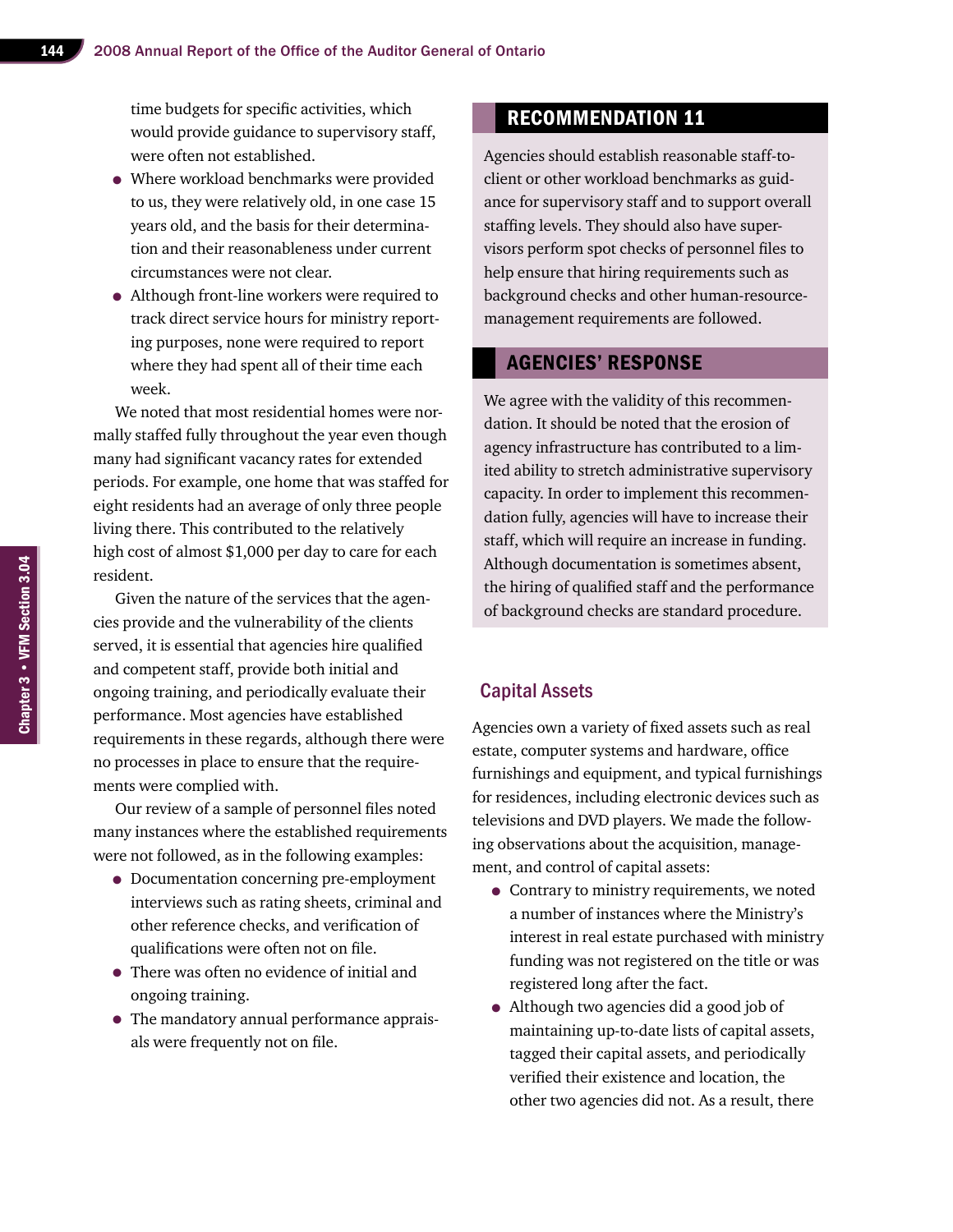time budgets for specific activities, which would provide guidance to supervisory staff, were often not established.

- Where workload benchmarks were provided to us, they were relatively old, in one case 15 years old, and the basis for their determination and their reasonableness under current circumstances were not clear.
- Although front-line workers were required to track direct service hours for ministry reporting purposes, none were required to report where they had spent all of their time each week.

We noted that most residential homes were normally staffed fully throughout the year even though many had significant vacancy rates for extended periods. For example, one home that was staffed for eight residents had an average of only three people living there. This contributed to the relatively high cost of almost $1,000 per day to care for each resident.

Given the nature of the services that the agencies provide and the vulnerability of the clients served, it is essential that agencies hire qualified and competent staff, provide both initial and ongoing training, and periodically evaluate their performance. Most agencies have established requirements in these regards, although there were no processes in place to ensure that the requirements were complied with.

Our review of a sample of personnel files noted many instances where the established requirements were not followed, as in the following examples:

- Documentation concerning pre-employment interviews such as rating sheets, criminal and other reference checks, and verification of qualifications were often not on file.
- There was often no evidence of initial and ongoing training.
- The mandatory annual performance appraisals were frequently not on file.

## RECOMMENDATION 11

Agencies should establish reasonable staff-to-client or other workload benchmarks as guidance for supervisory staff and to support overall staffing levels. They should also have supervisors perform spot checks of personnel files to help ensure that hiring requirements such as background checks and other human-resource-management requirements are followed.

## AGENCIES' RESPONSE

We agree with the validity of this recommendation. It should be noted that the erosion of agency infrastructure has contributed to a limited ability to stretch administrative supervisory capacity. In order to implement this recommendation fully, agencies will have to increase their staff, which will require an increase in funding. Although documentation is sometimes absent, the hiring of qualified staff and the performance of background checks are standard procedure.

## Capital Assets

Agencies own a variety of fixed assets such as real estate, computer systems and hardware, office furnishings and equipment, and typical furnishings for residences, including electronic devices such as televisions and DVD players. We made the following observations about the acquisition, management, and control of capital assets:

- Contrary to ministry requirements, we noted a number of instances where the Ministry's interest in real estate purchased with ministry funding was not registered on the title or was registered long after the fact.
- Although two agencies did a good job of maintaining up-to-date lists of capital assets, tagged their capital assets, and periodically verified their existence and location, the other two agencies did not. As a result, there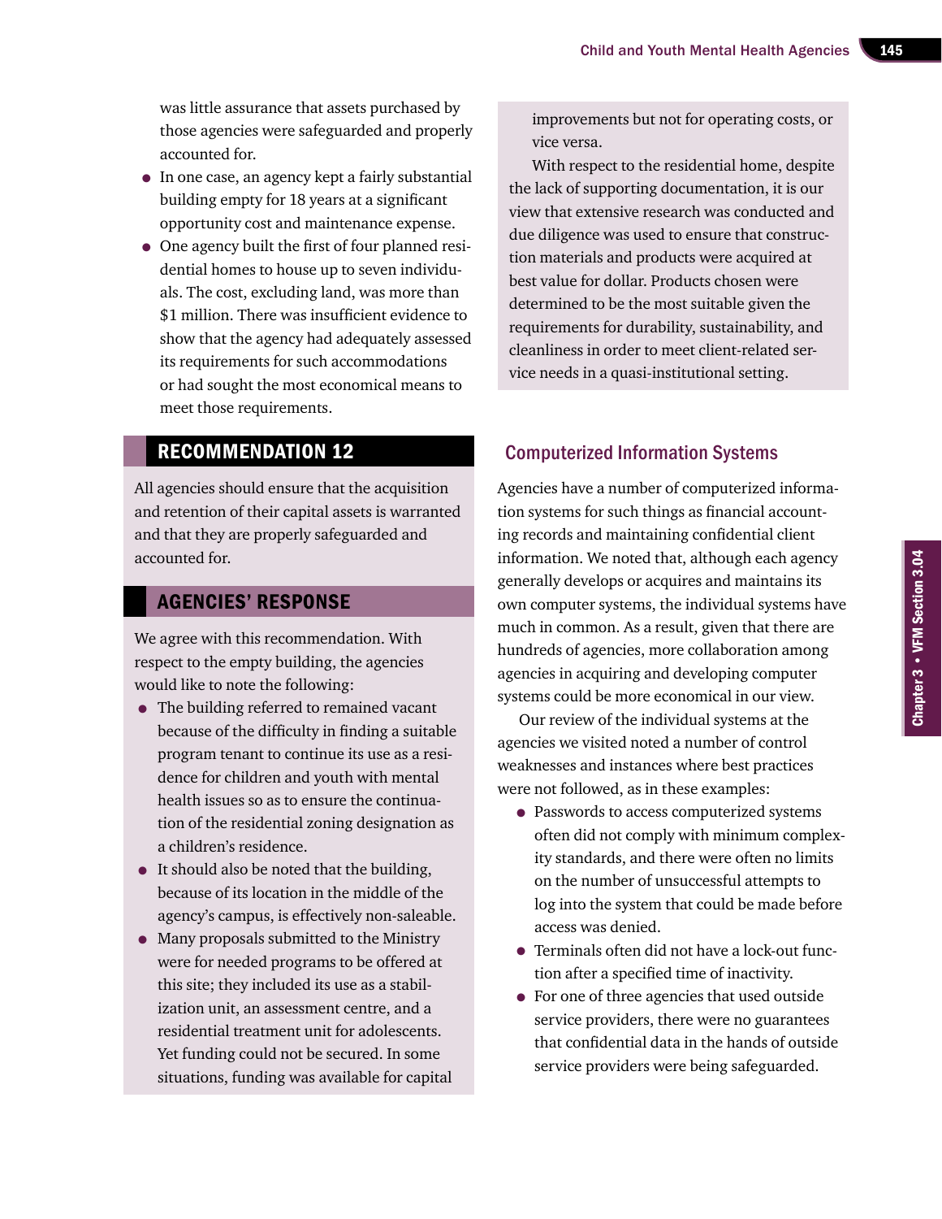was little assurance that assets purchased by those agencies were safeguarded and properly accounted for.

- In one case, an agency kept a fairly substantial building empty for 18 years at a significant opportunity cost and maintenance expense.
- One agency built the first of four planned residential homes to house up to seven individuals. The cost, excluding land, was more than $1 million. There was insufficient evidence to show that the agency had adequately assessed its requirements for such accommodations or had sought the most economical means to meet those requirements.

## RECOMMENDATION 12

All agencies should ensure that the acquisition and retention of their capital assets is warranted and that they are properly safeguarded and accounted for.

## AGENCIES' RESPONSE

We agree with this recommendation. With respect to the empty building, the agencies would like to note the following:

- The building referred to remained vacant because of the difficulty in finding a suitable program tenant to continue its use as a residence for children and youth with mental health issues so as to ensure the continuation of the residential zoning designation as a children's residence.
- It should also be noted that the building, because of its location in the middle of the agency's campus, is effectively non-saleable.
- Many proposals submitted to the Ministry were for needed programs to be offered at this site; they included its use as a stabilization unit, an assessment centre, and a residential treatment unit for adolescents. Yet funding could not be secured. In some situations, funding was available for capital improvements but not for operating costs, or vice versa.

With respect to the residential home, despite the lack of supporting documentation, it is our view that extensive research was conducted and due diligence was used to ensure that construction materials and products were acquired at best value for dollar. Products chosen were determined to be the most suitable given the requirements for durability, sustainability, and cleanliness in order to meet client-related service needs in a quasi-institutional setting.

## Computerized Information Systems

Agencies have a number of computerized information systems for such things as financial accounting records and maintaining confidential client information. We noted that, although each agency generally develops or acquires and maintains its own computer systems, the individual systems have much in common. As a result, given that there are hundreds of agencies, more collaboration among agencies in acquiring and developing computer systems could be more economical in our view.

Our review of the individual systems at the agencies we visited noted a number of control weaknesses and instances where best practices were not followed, as in these examples:

- Passwords to access computerized systems often did not comply with minimum complexity standards, and there were often no limits on the number of unsuccessful attempts to log into the system that could be made before access was denied.
- Terminals often did not have a lock-out function after a specified time of inactivity.
- For one of three agencies that used outside service providers, there were no guarantees that confidential data in the hands of outside service providers were being safeguarded.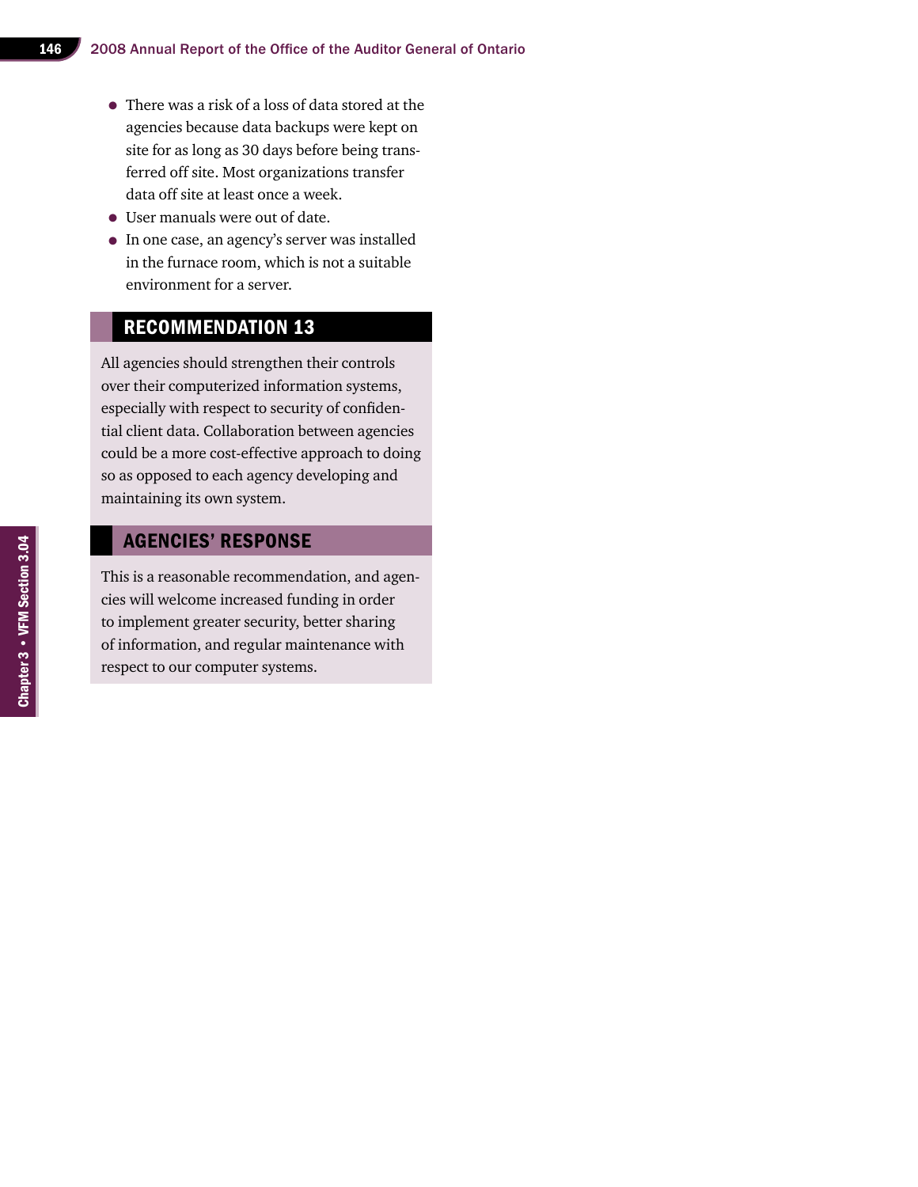- There was a risk of a loss of data stored at the agencies because data backups were kept on site for as long as 30 days before being transferred off site. Most organizations transfer data off site at least once a week.
- User manuals were out of date.
- In one case, an agency's server was installed in the furnace room, which is not a suitable environment for a server.

## RECOMMENDATION 13

All agencies should strengthen their controls over their computerized information systems, especially with respect to security of confidential client data. Collaboration between agencies could be a more cost-effective approach to doing so as opposed to each agency developing and maintaining its own system.

## AGENCIES' RESPONSE

This is a reasonable recommendation, and agencies will welcome increased funding in order to implement greater security, better sharing of information, and regular maintenance with respect to our computer systems.